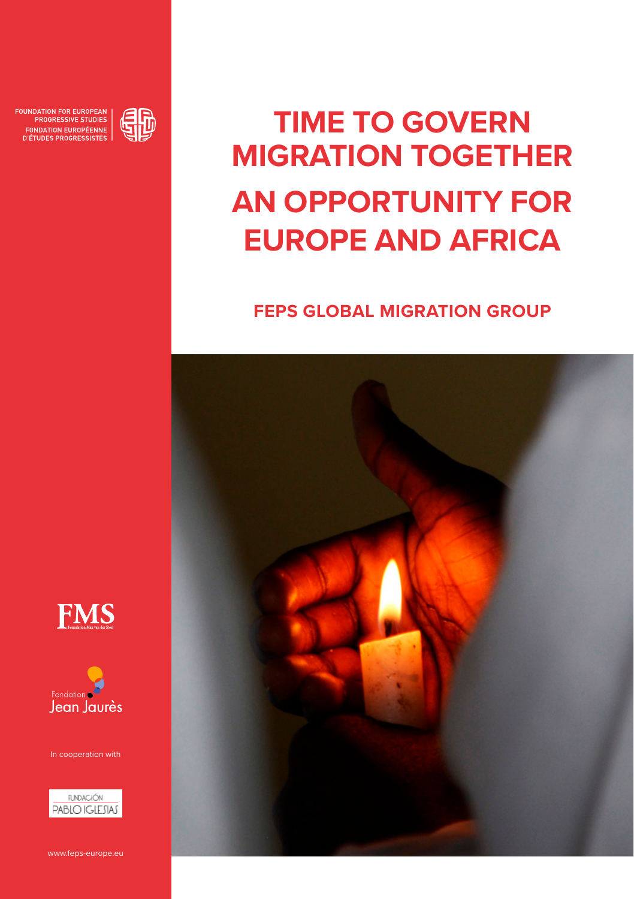FOUNDATION FOR EUROPEAN PROGRESSIVE STUDIES
FONDATION EUROPÉENNE D'ÉTUDES PROGRESSISTES

# TIME TO GOVERN MIGRATION TOGETHER

# AN OPPORTUNITY FOR EUROPE AND AFRICA

## FEPS GLOBAL MIGRATION GROUP

FMS Foundation Max van der Stoel

Fondation Jean Jaurès

In cooperation with

FUNDACIÓN PABLO IGLESIAS

www.feps-europe.eu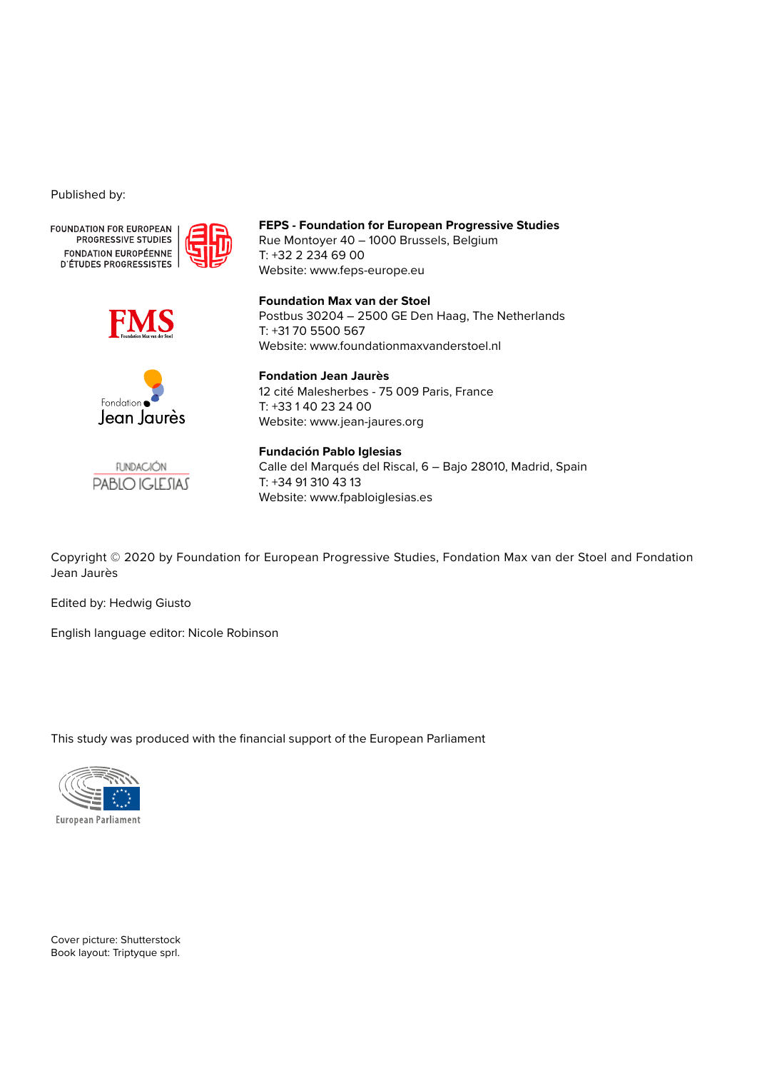Published by:

**FEPS - Foundation for European Progressive Studies**
Rue Montoyer 40 – 1000 Brussels, Belgium
T: +32 2 234 69 00
Website: www.feps-europe.eu

**Foundation Max van der Stoel**
Postbus 30204 – 2500 GE Den Haag, The Netherlands
T: +31 70 5500 567
Website: www.foundationmaxvanderstoel.nl

**Fondation Jean Jaurès**
12 cité Malesherbes - 75 009 Paris, France
T: +33 1 40 23 24 00
Website: www.jean-jaures.org

**Fundación Pablo Iglesias**
Calle del Marqués del Riscal, 6 – Bajo 28010, Madrid, Spain
T: +34 91 310 43 13
Website: www.fpabloiglesias.es

Copyright © 2020 by Foundation for European Progressive Studies, Fondation Max van der Stoel and Fondation Jean Jaurès

Edited by: Hedwig Giusto

English language editor: Nicole Robinson

This study was produced with the financial support of the European Parliament

Cover picture: Shutterstock
Book layout: Triptyque sprl.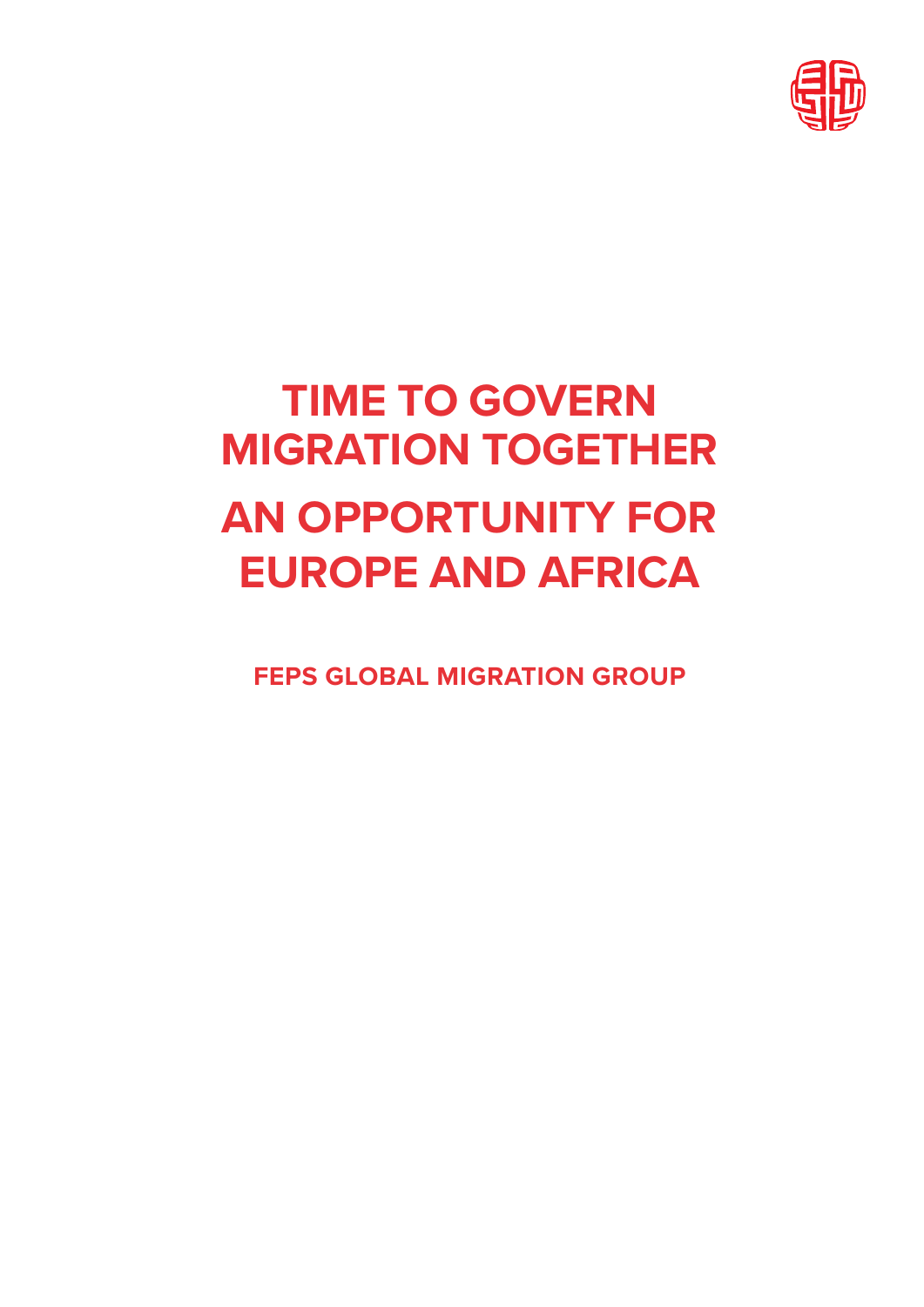# TIME TO GOVERN MIGRATION TOGETHER

# AN OPPORTUNITY FOR EUROPE AND AFRICA

**FEPS GLOBAL MIGRATION GROUP**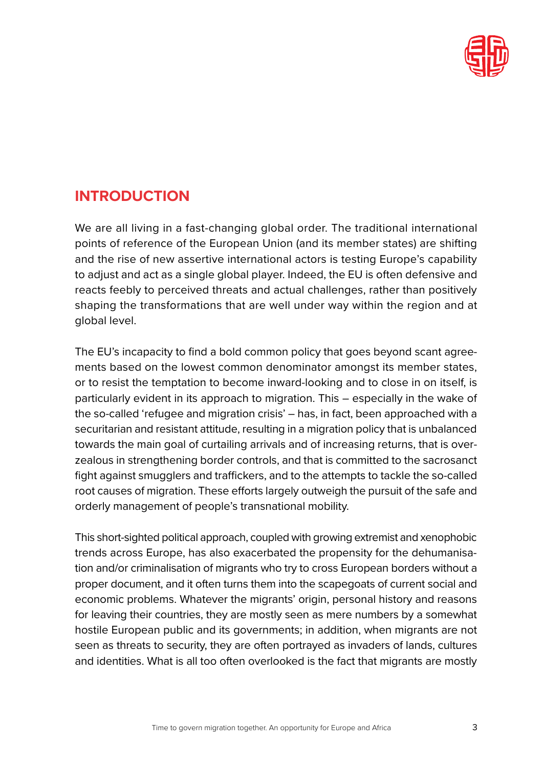## INTRODUCTION

We are all living in a fast-changing global order. The traditional international points of reference of the European Union (and its member states) are shifting and the rise of new assertive international actors is testing Europe's capability to adjust and act as a single global player. Indeed, the EU is often defensive and reacts feebly to perceived threats and actual challenges, rather than positively shaping the transformations that are well under way within the region and at global level.

The EU's incapacity to find a bold common policy that goes beyond scant agreements based on the lowest common denominator amongst its member states, or to resist the temptation to become inward-looking and to close in on itself, is particularly evident in its approach to migration. This – especially in the wake of the so-called 'refugee and migration crisis' – has, in fact, been approached with a securitarian and resistant attitude, resulting in a migration policy that is unbalanced towards the main goal of curtailing arrivals and of increasing returns, that is over-zealous in strengthening border controls, and that is committed to the sacrosanct fight against smugglers and traffickers, and to the attempts to tackle the so-called root causes of migration. These efforts largely outweigh the pursuit of the safe and orderly management of people's transnational mobility.

This short-sighted political approach, coupled with growing extremist and xenophobic trends across Europe, has also exacerbated the propensity for the dehumanisation and/or criminalisation of migrants who try to cross European borders without a proper document, and it often turns them into the scapegoats of current social and economic problems. Whatever the migrants' origin, personal history and reasons for leaving their countries, they are mostly seen as mere numbers by a somewhat hostile European public and its governments; in addition, when migrants are not seen as threats to security, they are often portrayed as invaders of lands, cultures and identities. What is all too often overlooked is the fact that migrants are mostly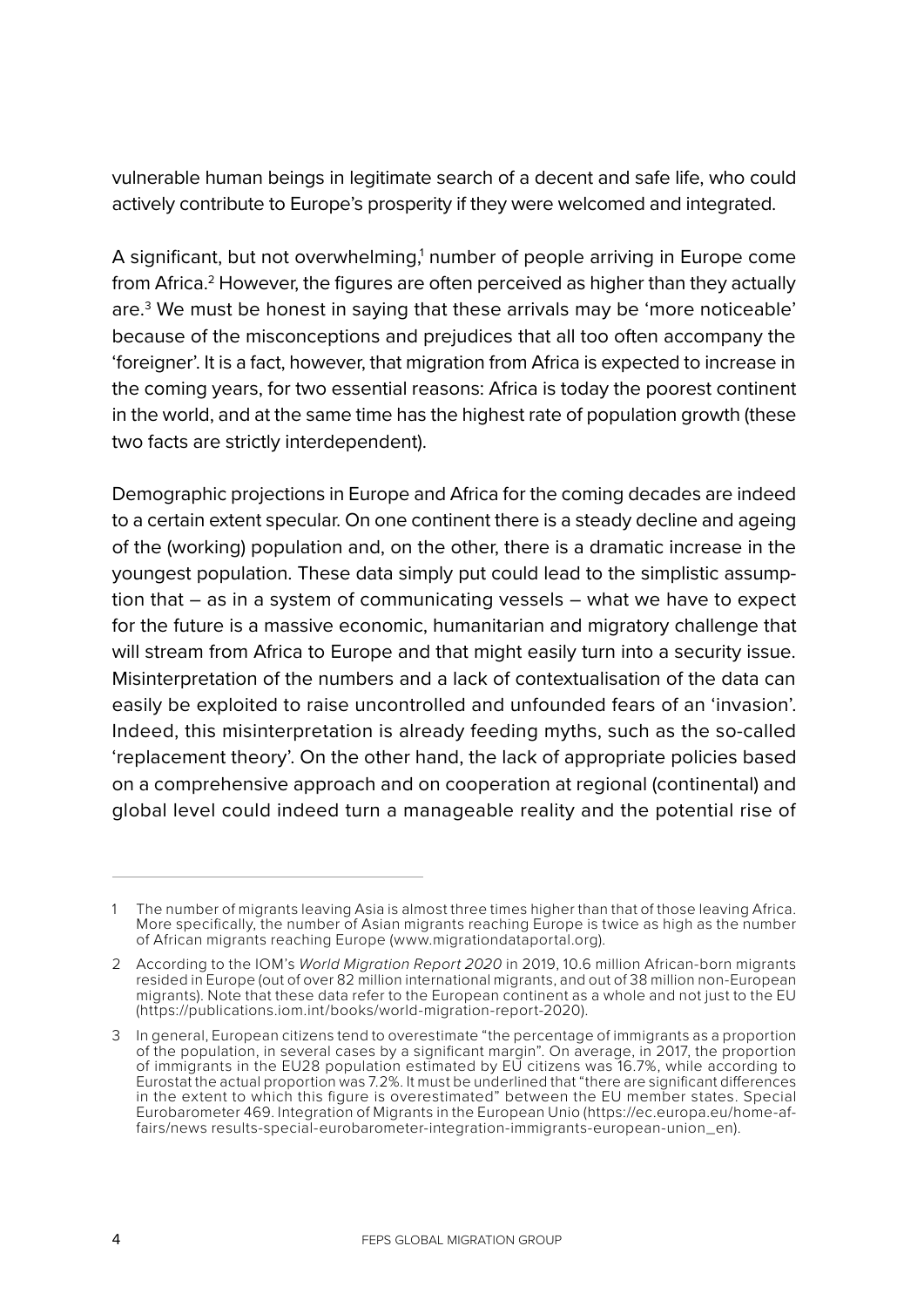vulnerable human beings in legitimate search of a decent and safe life, who could actively contribute to Europe's prosperity if they were welcomed and integrated.

A significant, but not overwhelming,[1] number of people arriving in Europe come from Africa.[2] However, the figures are often perceived as higher than they actually are.[3] We must be honest in saying that these arrivals may be 'more noticeable' because of the misconceptions and prejudices that all too often accompany the 'foreigner'. It is a fact, however, that migration from Africa is expected to increase in the coming years, for two essential reasons: Africa is today the poorest continent in the world, and at the same time has the highest rate of population growth (these two facts are strictly interdependent).

Demographic projections in Europe and Africa for the coming decades are indeed to a certain extent specular. On one continent there is a steady decline and ageing of the (working) population and, on the other, there is a dramatic increase in the youngest population. These data simply put could lead to the simplistic assumption that – as in a system of communicating vessels – what we have to expect for the future is a massive economic, humanitarian and migratory challenge that will stream from Africa to Europe and that might easily turn into a security issue. Misinterpretation of the numbers and a lack of contextualisation of the data can easily be exploited to raise uncontrolled and unfounded fears of an 'invasion'. Indeed, this misinterpretation is already feeding myths, such as the so-called 'replacement theory'. On the other hand, the lack of appropriate policies based on a comprehensive approach and on cooperation at regional (continental) and global level could indeed turn a manageable reality and the potential rise of

---

1 The number of migrants leaving Asia is almost three times higher than that of those leaving Africa. More specifically, the number of Asian migrants reaching Europe is twice as high as the number of African migrants reaching Europe (www.migrationdataportal.org).

2 According to the IOM's *World Migration Report 2020* in 2019, 10.6 million African-born migrants resided in Europe (out of over 82 million international migrants, and out of 38 million non-European migrants). Note that these data refer to the European continent as a whole and not just to the EU (https://publications.iom.int/books/world-migration-report-2020).

3 In general, European citizens tend to overestimate "the percentage of immigrants as a proportion of the population, in several cases by a significant margin". On average, in 2017, the proportion of immigrants in the EU28 population estimated by EU citizens was 16.7%, while according to Eurostat the actual proportion was 7.2%. It must be underlined that "there are significant differences in the extent to which this figure is overestimated" between the EU member states. Special Eurobarometer 469. Integration of Migrants in the European Unio (https://ec.europa.eu/home-affairs/news results-special-eurobarometer-integration-immigrants-european-union_en).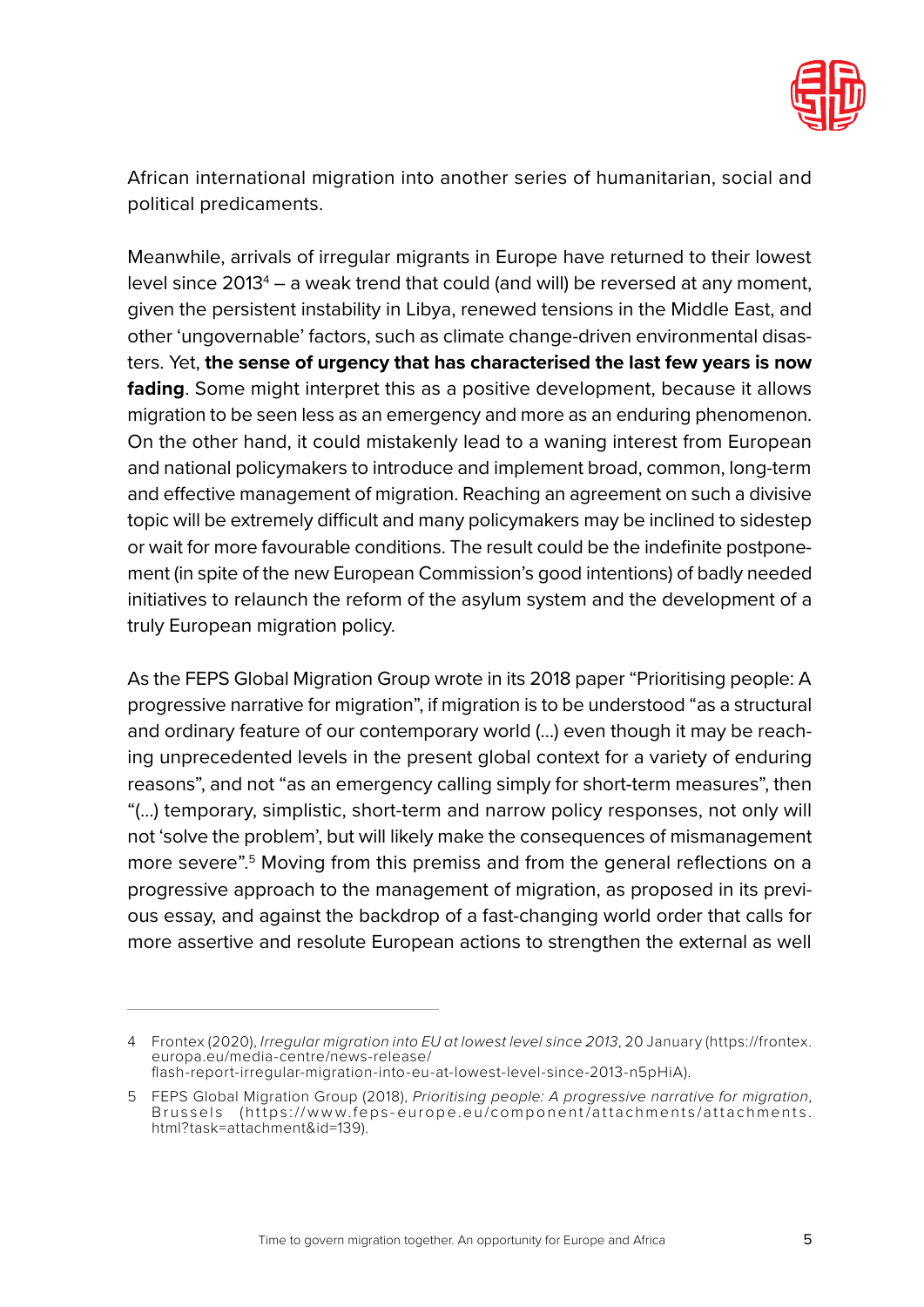African international migration into another series of humanitarian, social and political predicaments.

Meanwhile, arrivals of irregular migrants in Europe have returned to their lowest level since 2013[4] – a weak trend that could (and will) be reversed at any moment, given the persistent instability in Libya, renewed tensions in the Middle East, and other 'ungovernable' factors, such as climate change-driven environmental disasters. Yet, **the sense of urgency that has characterised the last few years is now fading**. Some might interpret this as a positive development, because it allows migration to be seen less as an emergency and more as an enduring phenomenon. On the other hand, it could mistakenly lead to a waning interest from European and national policymakers to introduce and implement broad, common, long-term and effective management of migration. Reaching an agreement on such a divisive topic will be extremely difficult and many policymakers may be inclined to sidestep or wait for more favourable conditions. The result could be the indefinite postponement (in spite of the new European Commission's good intentions) of badly needed initiatives to relaunch the reform of the asylum system and the development of a truly European migration policy.

As the FEPS Global Migration Group wrote in its 2018 paper "Prioritising people: A progressive narrative for migration", if migration is to be understood "as a structural and ordinary feature of our contemporary world (...) even though it may be reaching unprecedented levels in the present global context for a variety of enduring reasons", and not "as an emergency calling simply for short-term measures", then "(...) temporary, simplistic, short-term and narrow policy responses, not only will not 'solve the problem', but will likely make the consequences of mismanagement more severe".[5] Moving from this premiss and from the general reflections on a progressive approach to the management of migration, as proposed in its previous essay, and against the backdrop of a fast-changing world order that calls for more assertive and resolute European actions to strengthen the external as well

4 Frontex (2020), *Irregular migration into EU at lowest level since 2013*, 20 January (https://frontex.europa.eu/media-centre/news-release/flash-report-irregular-migration-into-eu-at-lowest-level-since-2013-n5pHiA).

5 FEPS Global Migration Group (2018), *Prioritising people: A progressive narrative for migration*, Brussels (https://www.feps-europe.eu/component/attachments/attachments.html?task=attachment&id=139).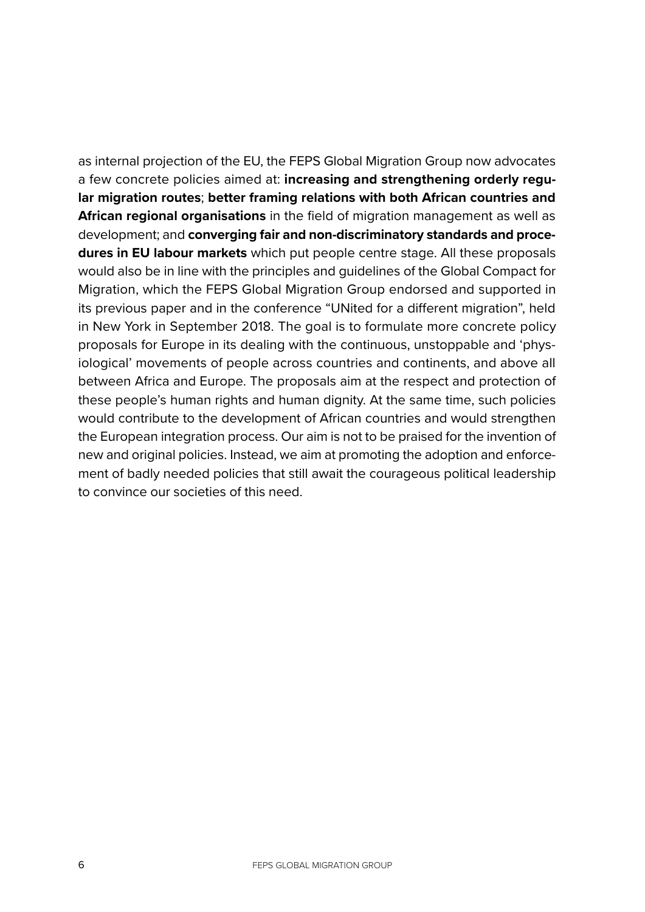as internal projection of the EU, the FEPS Global Migration Group now advocates a few concrete policies aimed at: **increasing and strengthening orderly regular migration routes**; **better framing relations with both African countries and African regional organisations** in the field of migration management as well as development; and **converging fair and non-discriminatory standards and procedures in EU labour markets** which put people centre stage. All these proposals would also be in line with the principles and guidelines of the Global Compact for Migration, which the FEPS Global Migration Group endorsed and supported in its previous paper and in the conference "UNited for a different migration", held in New York in September 2018. The goal is to formulate more concrete policy proposals for Europe in its dealing with the continuous, unstoppable and 'physiological' movements of people across countries and continents, and above all between Africa and Europe. The proposals aim at the respect and protection of these people's human rights and human dignity. At the same time, such policies would contribute to the development of African countries and would strengthen the European integration process. Our aim is not to be praised for the invention of new and original policies. Instead, we aim at promoting the adoption and enforcement of badly needed policies that still await the courageous political leadership to convince our societies of this need.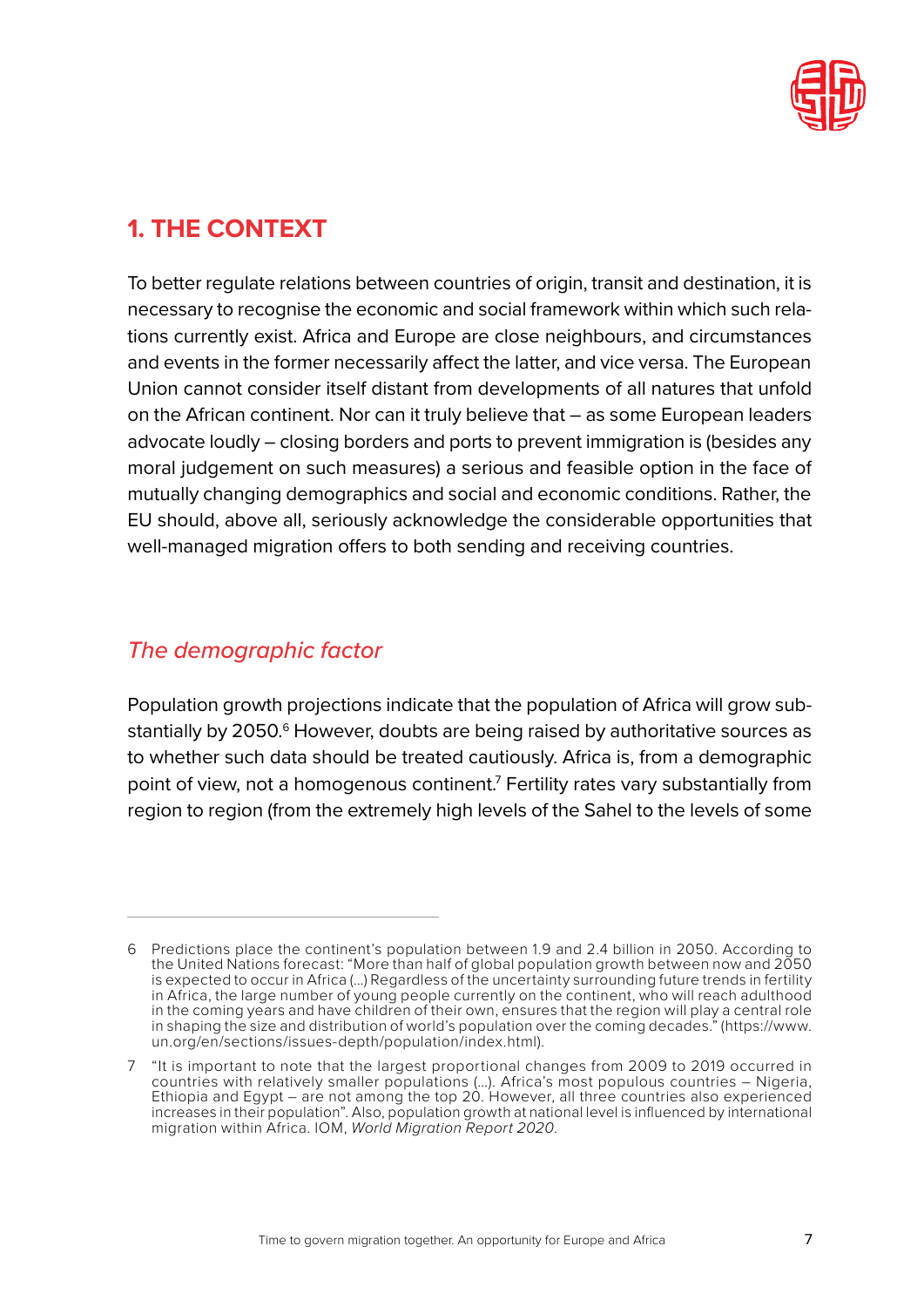## 1. THE CONTEXT

To better regulate relations between countries of origin, transit and destination, it is necessary to recognise the economic and social framework within which such relations currently exist. Africa and Europe are close neighbours, and circumstances and events in the former necessarily affect the latter, and vice versa. The European Union cannot consider itself distant from developments of all natures that unfold on the African continent. Nor can it truly believe that – as some European leaders advocate loudly – closing borders and ports to prevent immigration is (besides any moral judgement on such measures) a serious and feasible option in the face of mutually changing demographics and social and economic conditions. Rather, the EU should, above all, seriously acknowledge the considerable opportunities that well-managed migration offers to both sending and receiving countries.

### *The demographic factor*

Population growth projections indicate that the population of Africa will grow substantially by 2050.[6] However, doubts are being raised by authoritative sources as to whether such data should be treated cautiously. Africa is, from a demographic point of view, not a homogenous continent.[7] Fertility rates vary substantially from region to region (from the extremely high levels of the Sahel to the levels of some

---

6 Predictions place the continent's population between 1.9 and 2.4 billion in 2050. According to the United Nations forecast: "More than half of global population growth between now and 2050 is expected to occur in Africa (...) Regardless of the uncertainty surrounding future trends in fertility in Africa, the large number of young people currently on the continent, who will reach adulthood in the coming years and have children of their own, ensures that the region will play a central role in shaping the size and distribution of world's population over the coming decades." (https://www.un.org/en/sections/issues-depth/population/index.html).

7 "It is important to note that the largest proportional changes from 2009 to 2019 occurred in countries with relatively smaller populations (...). Africa's most populous countries – Nigeria, Ethiopia and Egypt – are not among the top 20. However, all three countries also experienced increases in their population". Also, population growth at national level is influenced by international migration within Africa. IOM, *World Migration Report 2020*.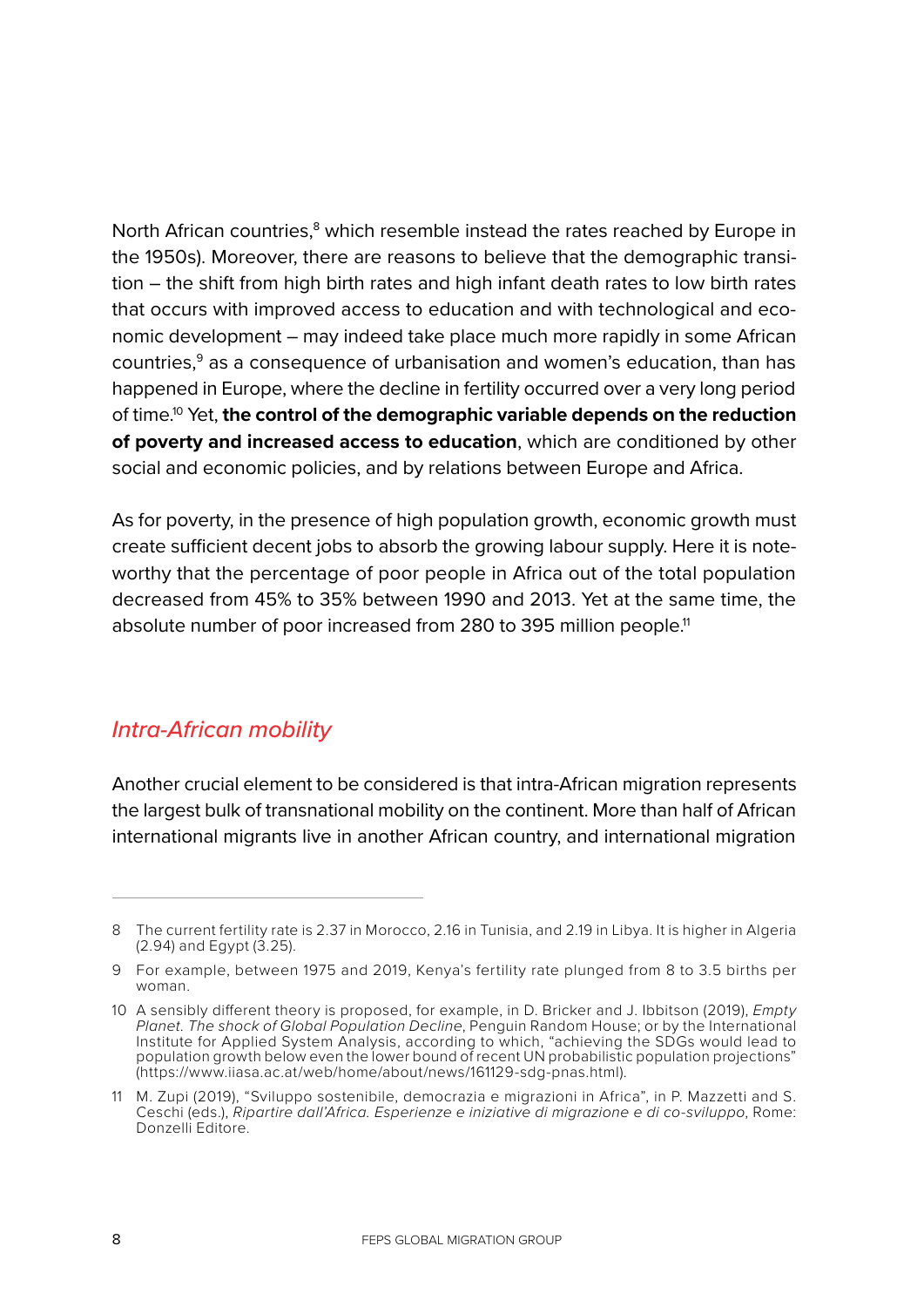North African countries,[8] which resemble instead the rates reached by Europe in the 1950s). Moreover, there are reasons to believe that the demographic transition – the shift from high birth rates and high infant death rates to low birth rates that occurs with improved access to education and with technological and economic development – may indeed take place much more rapidly in some African countries,[9] as a consequence of urbanisation and women's education, than has happened in Europe, where the decline in fertility occurred over a very long period of time.[10] Yet, **the control of the demographic variable depends on the reduction of poverty and increased access to education**, which are conditioned by other social and economic policies, and by relations between Europe and Africa.

As for poverty, in the presence of high population growth, economic growth must create sufficient decent jobs to absorb the growing labour supply. Here it is noteworthy that the percentage of poor people in Africa out of the total population decreased from 45% to 35% between 1990 and 2013. Yet at the same time, the absolute number of poor increased from 280 to 395 million people.[11]

## *Intra-African mobility*

Another crucial element to be considered is that intra-African migration represents the largest bulk of transnational mobility on the continent. More than half of African international migrants live in another African country, and international migration

---

8 The current fertility rate is 2.37 in Morocco, 2.16 in Tunisia, and 2.19 in Libya. It is higher in Algeria (2.94) and Egypt (3.25).

9 For example, between 1975 and 2019, Kenya's fertility rate plunged from 8 to 3.5 births per woman.

10 A sensibly different theory is proposed, for example, in D. Bricker and J. Ibbitson (2019), *Empty Planet. The shock of Global Population Decline*, Penguin Random House; or by the International Institute for Applied System Analysis, according to which, "achieving the SDGs would lead to population growth below even the lower bound of recent UN probabilistic population projections" (https://www.iiasa.ac.at/web/home/about/news/161129-sdg-pnas.html).

11 M. Zupi (2019), "Sviluppo sostenibile, democrazia e migrazioni in Africa", in P. Mazzetti and S. Ceschi (eds.), *Ripartire dall'Africa. Esperienze e iniziative di migrazione e di co-sviluppo*, Rome: Donzelli Editore.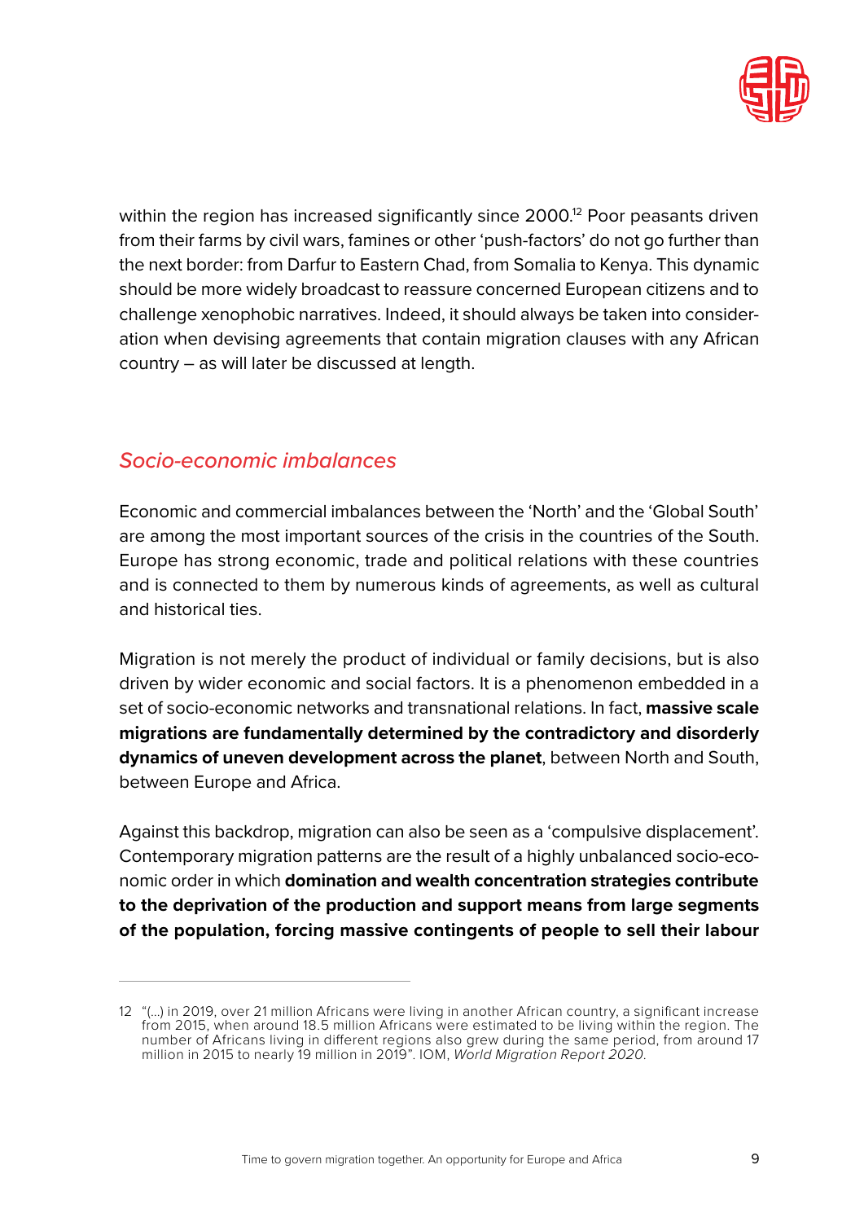within the region has increased significantly since 2000.[12] Poor peasants driven from their farms by civil wars, famines or other 'push-factors' do not go further than the next border: from Darfur to Eastern Chad, from Somalia to Kenya. This dynamic should be more widely broadcast to reassure concerned European citizens and to challenge xenophobic narratives. Indeed, it should always be taken into consideration when devising agreements that contain migration clauses with any African country – as will later be discussed at length.

## *Socio-economic imbalances*

Economic and commercial imbalances between the 'North' and the 'Global South' are among the most important sources of the crisis in the countries of the South. Europe has strong economic, trade and political relations with these countries and is connected to them by numerous kinds of agreements, as well as cultural and historical ties.

Migration is not merely the product of individual or family decisions, but is also driven by wider economic and social factors. It is a phenomenon embedded in a set of socio-economic networks and transnational relations. In fact, **massive scale migrations are fundamentally determined by the contradictory and disorderly dynamics of uneven development across the planet**, between North and South, between Europe and Africa.

Against this backdrop, migration can also be seen as a 'compulsive displacement'. Contemporary migration patterns are the result of a highly unbalanced socio-economic order in which **domination and wealth concentration strategies contribute to the deprivation of the production and support means from large segments of the population, forcing massive contingents of people to sell their labour**

---

12 "(...) in 2019, over 21 million Africans were living in another African country, a significant increase from 2015, when around 18.5 million Africans were estimated to be living within the region. The number of Africans living in different regions also grew during the same period, from around 17 million in 2015 to nearly 19 million in 2019". IOM, *World Migration Report 2020*.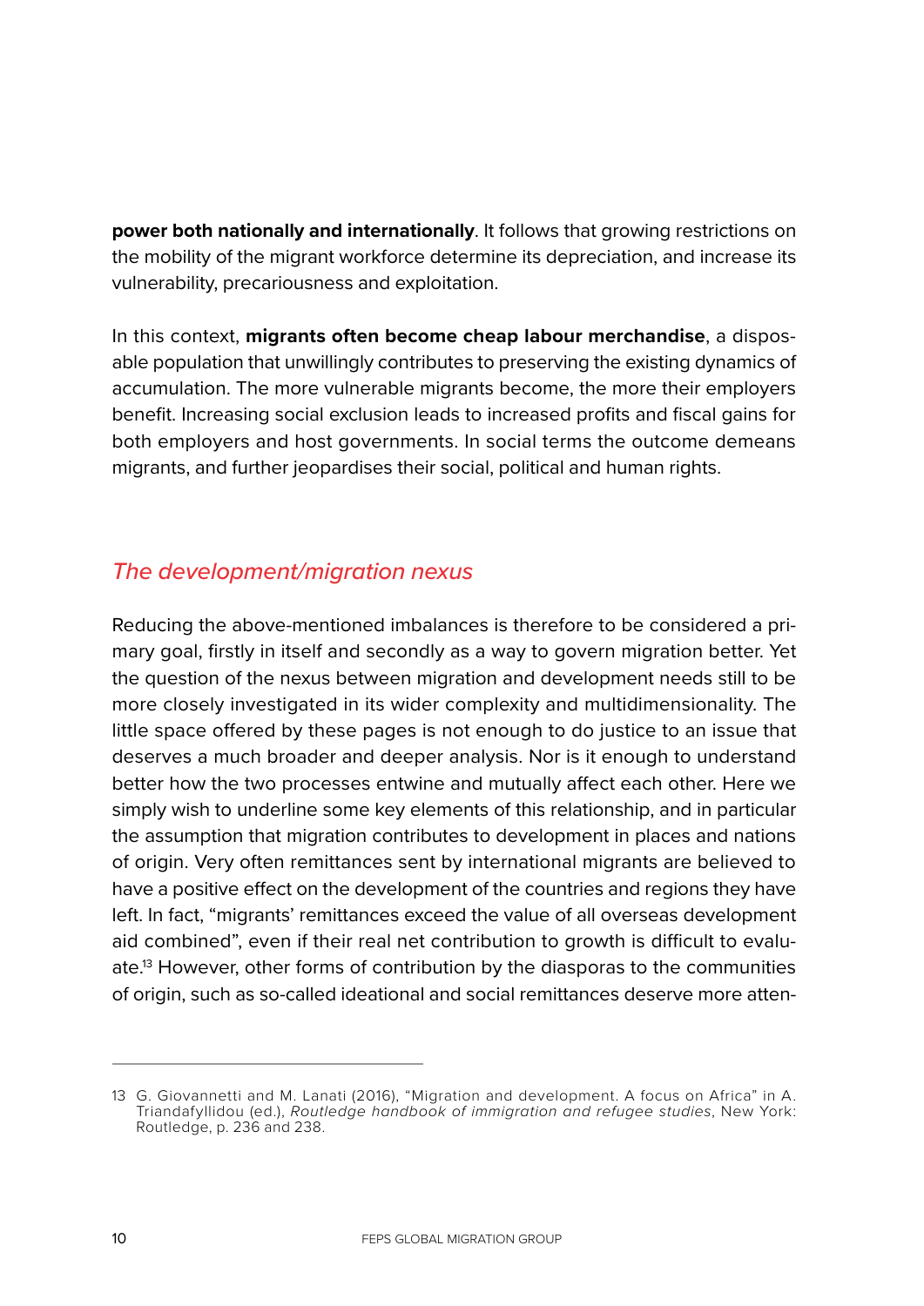**power both nationally and internationally**. It follows that growing restrictions on the mobility of the migrant workforce determine its depreciation, and increase its vulnerability, precariousness and exploitation.

In this context, **migrants often become cheap labour merchandise**, a disposable population that unwillingly contributes to preserving the existing dynamics of accumulation. The more vulnerable migrants become, the more their employers benefit. Increasing social exclusion leads to increased profits and fiscal gains for both employers and host governments. In social terms the outcome demeans migrants, and further jeopardises their social, political and human rights.

## *The development/migration nexus*

Reducing the above-mentioned imbalances is therefore to be considered a primary goal, firstly in itself and secondly as a way to govern migration better. Yet the question of the nexus between migration and development needs still to be more closely investigated in its wider complexity and multidimensionality. The little space offered by these pages is not enough to do justice to an issue that deserves a much broader and deeper analysis. Nor is it enough to understand better how the two processes entwine and mutually affect each other. Here we simply wish to underline some key elements of this relationship, and in particular the assumption that migration contributes to development in places and nations of origin. Very often remittances sent by international migrants are believed to have a positive effect on the development of the countries and regions they have left. In fact, "migrants' remittances exceed the value of all overseas development aid combined", even if their real net contribution to growth is difficult to evaluate.[13] However, other forms of contribution by the diasporas to the communities of origin, such as so-called ideational and social remittances deserve more atten-

---

13 G. Giovannetti and M. Lanati (2016), "Migration and development. A focus on Africa" in A. Triandafyllidou (ed.), *Routledge handbook of immigration and refugee studies*, New York: Routledge, p. 236 and 238.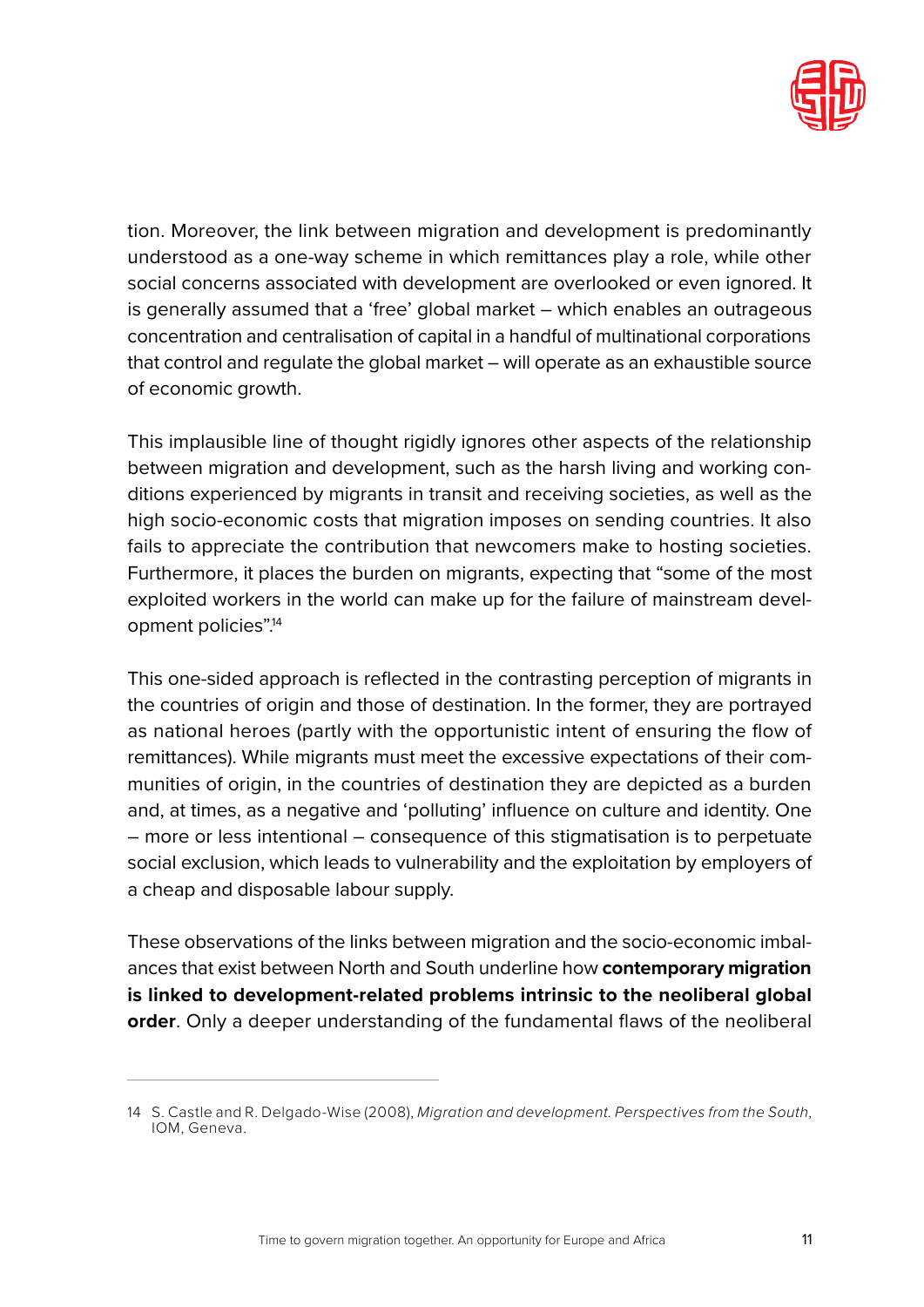tion. Moreover, the link between migration and development is predominantly understood as a one-way scheme in which remittances play a role, while other social concerns associated with development are overlooked or even ignored. It is generally assumed that a 'free' global market – which enables an outrageous concentration and centralisation of capital in a handful of multinational corporations that control and regulate the global market – will operate as an exhaustible source of economic growth.

This implausible line of thought rigidly ignores other aspects of the relationship between migration and development, such as the harsh living and working conditions experienced by migrants in transit and receiving societies, as well as the high socio-economic costs that migration imposes on sending countries. It also fails to appreciate the contribution that newcomers make to hosting societies. Furthermore, it places the burden on migrants, expecting that "some of the most exploited workers in the world can make up for the failure of mainstream development policies".[14]

This one-sided approach is reflected in the contrasting perception of migrants in the countries of origin and those of destination. In the former, they are portrayed as national heroes (partly with the opportunistic intent of ensuring the flow of remittances). While migrants must meet the excessive expectations of their communities of origin, in the countries of destination they are depicted as a burden and, at times, as a negative and 'polluting' influence on culture and identity. One – more or less intentional – consequence of this stigmatisation is to perpetuate social exclusion, which leads to vulnerability and the exploitation by employers of a cheap and disposable labour supply.

These observations of the links between migration and the socio-economic imbalances that exist between North and South underline how **contemporary migration is linked to development-related problems intrinsic to the neoliberal global order**. Only a deeper understanding of the fundamental flaws of the neoliberal

---

14 S. Castle and R. Delgado-Wise (2008), *Migration and development. Perspectives from the South*, IOM, Geneva.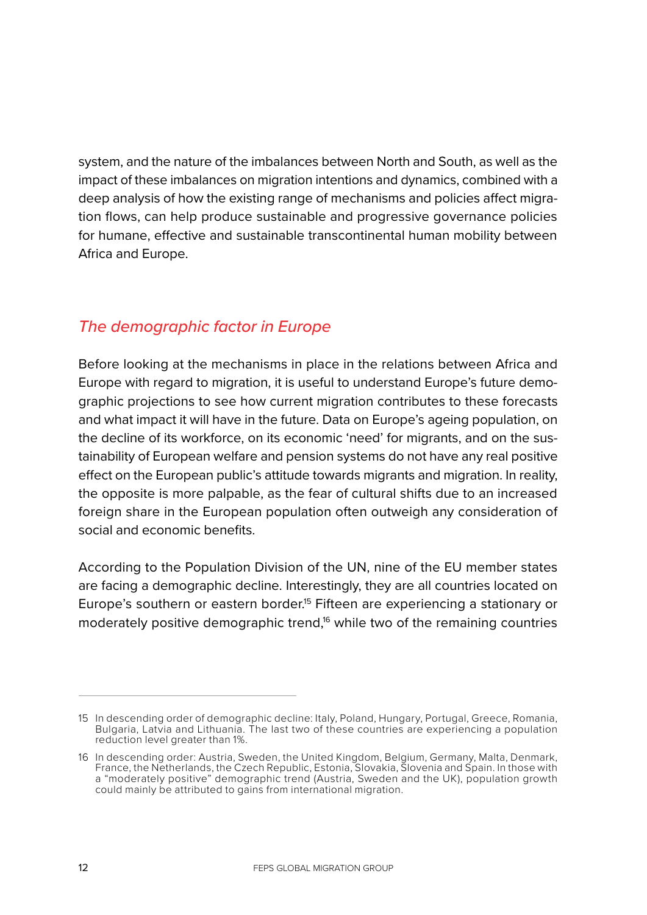system, and the nature of the imbalances between North and South, as well as the impact of these imbalances on migration intentions and dynamics, combined with a deep analysis of how the existing range of mechanisms and policies affect migration flows, can help produce sustainable and progressive governance policies for humane, effective and sustainable transcontinental human mobility between Africa and Europe.

## *The demographic factor in Europe*

Before looking at the mechanisms in place in the relations between Africa and Europe with regard to migration, it is useful to understand Europe's future demographic projections to see how current migration contributes to these forecasts and what impact it will have in the future. Data on Europe's ageing population, on the decline of its workforce, on its economic 'need' for migrants, and on the sustainability of European welfare and pension systems do not have any real positive effect on the European public's attitude towards migrants and migration. In reality, the opposite is more palpable, as the fear of cultural shifts due to an increased foreign share in the European population often outweigh any consideration of social and economic benefits.

According to the Population Division of the UN, nine of the EU member states are facing a demographic decline. Interestingly, they are all countries located on Europe's southern or eastern border.[15] Fifteen are experiencing a stationary or moderately positive demographic trend,[16] while two of the remaining countries

---

15 In descending order of demographic decline: Italy, Poland, Hungary, Portugal, Greece, Romania, Bulgaria, Latvia and Lithuania. The last two of these countries are experiencing a population reduction level greater than 1%.

16 In descending order: Austria, Sweden, the United Kingdom, Belgium, Germany, Malta, Denmark, France, the Netherlands, the Czech Republic, Estonia, Slovakia, Slovenia and Spain. In those with a "moderately positive" demographic trend (Austria, Sweden and the UK), population growth could mainly be attributed to gains from international migration.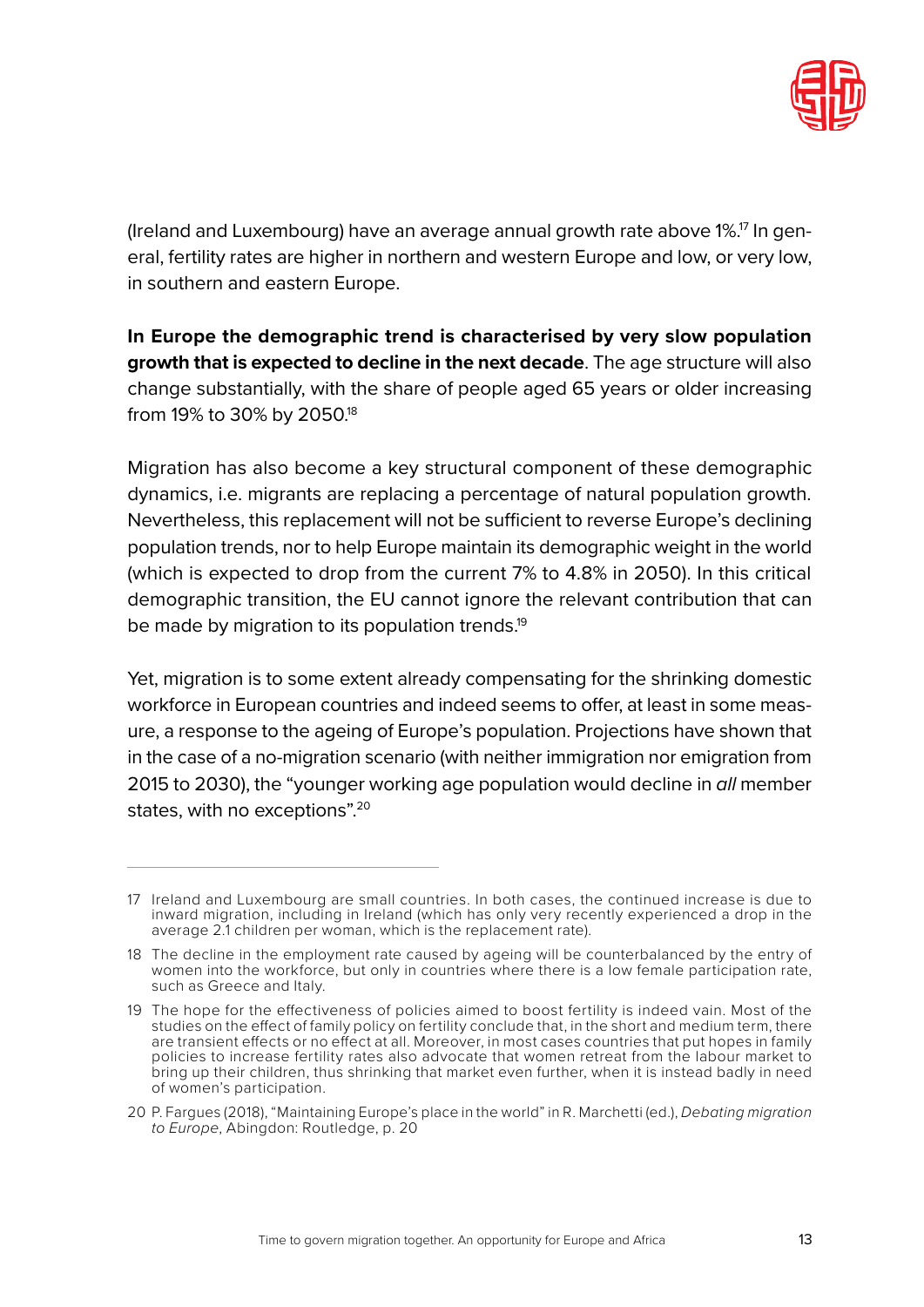(Ireland and Luxembourg) have an average annual growth rate above 1%.[17] In general, fertility rates are higher in northern and western Europe and low, or very low, in southern and eastern Europe.

**In Europe the demographic trend is characterised by very slow population growth that is expected to decline in the next decade**. The age structure will also change substantially, with the share of people aged 65 years or older increasing from 19% to 30% by 2050.[18]

Migration has also become a key structural component of these demographic dynamics, i.e. migrants are replacing a percentage of natural population growth. Nevertheless, this replacement will not be sufficient to reverse Europe's declining population trends, nor to help Europe maintain its demographic weight in the world (which is expected to drop from the current 7% to 4.8% in 2050). In this critical demographic transition, the EU cannot ignore the relevant contribution that can be made by migration to its population trends.[19]

Yet, migration is to some extent already compensating for the shrinking domestic workforce in European countries and indeed seems to offer, at least in some measure, a response to the ageing of Europe's population. Projections have shown that in the case of a no-migration scenario (with neither immigration nor emigration from 2015 to 2030), the "younger working age population would decline in *all* member states, with no exceptions".[20]

---

17 Ireland and Luxembourg are small countries. In both cases, the continued increase is due to inward migration, including in Ireland (which has only very recently experienced a drop in the average 2.1 children per woman, which is the replacement rate).

18 The decline in the employment rate caused by ageing will be counterbalanced by the entry of women into the workforce, but only in countries where there is a low female participation rate, such as Greece and Italy.

19 The hope for the effectiveness of policies aimed to boost fertility is indeed vain. Most of the studies on the effect of family policy on fertility conclude that, in the short and medium term, there are transient effects or no effect at all. Moreover, in most cases countries that put hopes in family policies to increase fertility rates also advocate that women retreat from the labour market to bring up their children, thus shrinking that market even further, when it is instead badly in need of women's participation.

20 P. Fargues (2018), "Maintaining Europe's place in the world" in R. Marchetti (ed.), *Debating migration to Europe*, Abingdon: Routledge, p. 20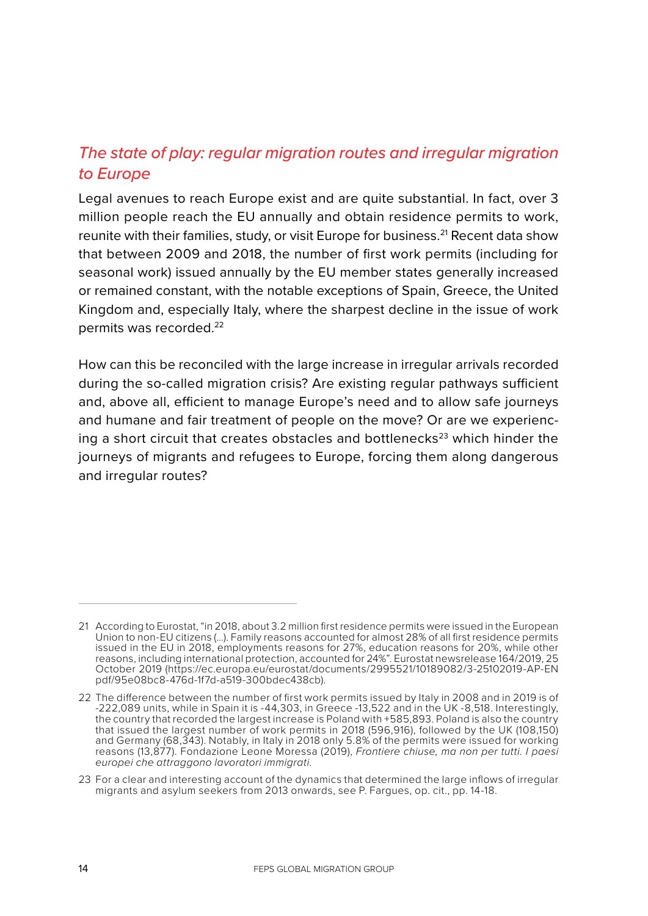## *The state of play: regular migration routes and irregular migration to Europe*

Legal avenues to reach Europe exist and are quite substantial. In fact, over 3 million people reach the EU annually and obtain residence permits to work, reunite with their families, study, or visit Europe for business.[21] Recent data show that between 2009 and 2018, the number of first work permits (including for seasonal work) issued annually by the EU member states generally increased or remained constant, with the notable exceptions of Spain, Greece, the United Kingdom and, especially Italy, where the sharpest decline in the issue of work permits was recorded.[22]

How can this be reconciled with the large increase in irregular arrivals recorded during the so-called migration crisis? Are existing regular pathways sufficient and, above all, efficient to manage Europe's need and to allow safe journeys and humane and fair treatment of people on the move? Or are we experiencing a short circuit that creates obstacles and bottlenecks[23] which hinder the journeys of migrants and refugees to Europe, forcing them along dangerous and irregular routes?

---

21 According to Eurostat, "in 2018, about 3.2 million first residence permits were issued in the European Union to non-EU citizens (…). Family reasons accounted for almost 28% of all first residence permits issued in the EU in 2018, employments reasons for 27%, education reasons for 20%, while other reasons, including international protection, accounted for 24%". Eurostat newsrelease 164/2019, 25 October 2019 (https://ec.europa.eu/eurostat/documents/2995521/10189082/3-25102019-AP-EN pdf/95e08bc8-476d-1f7d-a519-300bdec438cb).

22 The difference between the number of first work permits issued by Italy in 2008 and in 2019 is of -222,089 units, while in Spain it is -44,303, in Greece -13,522 and in the UK -8,518. Interestingly, the country that recorded the largest increase is Poland with +585,893. Poland is also the country that issued the largest number of work permits in 2018 (596,916), followed by the UK (108,150) and Germany (68,343). Notably, in Italy in 2018 only 5.8% of the permits were issued for working reasons (13,877). Fondazione Leone Moressa (2019), *Frontiere chiuse, ma non per tutti. I paesi europei che attraggono lavoratori immigrati.*

23 For a clear and interesting account of the dynamics that determined the large inflows of irregular migrants and asylum seekers from 2013 onwards, see P. Fargues, op. cit., pp. 14-18.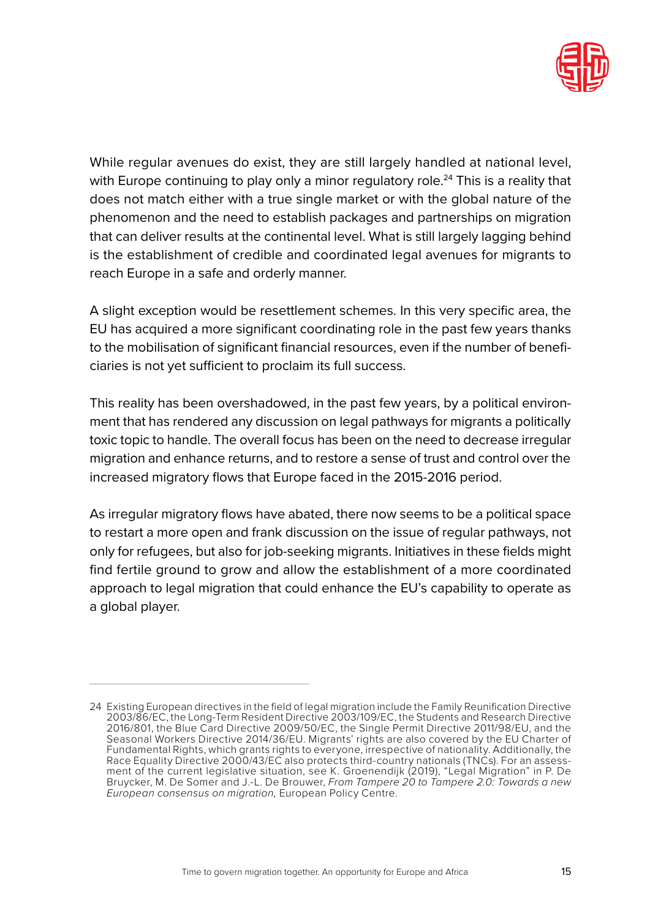While regular avenues do exist, they are still largely handled at national level, with Europe continuing to play only a minor regulatory role.[24] This is a reality that does not match either with a true single market or with the global nature of the phenomenon and the need to establish packages and partnerships on migration that can deliver results at the continental level. What is still largely lagging behind is the establishment of credible and coordinated legal avenues for migrants to reach Europe in a safe and orderly manner.

A slight exception would be resettlement schemes. In this very specific area, the EU has acquired a more significant coordinating role in the past few years thanks to the mobilisation of significant financial resources, even if the number of beneficiaries is not yet sufficient to proclaim its full success.

This reality has been overshadowed, in the past few years, by a political environment that has rendered any discussion on legal pathways for migrants a politically toxic topic to handle. The overall focus has been on the need to decrease irregular migration and enhance returns, and to restore a sense of trust and control over the increased migratory flows that Europe faced in the 2015-2016 period.

As irregular migratory flows have abated, there now seems to be a political space to restart a more open and frank discussion on the issue of regular pathways, not only for refugees, but also for job-seeking migrants. Initiatives in these fields might find fertile ground to grow and allow the establishment of a more coordinated approach to legal migration that could enhance the EU's capability to operate as a global player.

---

24 Existing European directives in the field of legal migration include the Family Reunification Directive 2003/86/EC, the Long-Term Resident Directive 2003/109/EC, the Students and Research Directive 2016/801, the Blue Card Directive 2009/50/EC, the Single Permit Directive 2011/98/EU, and the Seasonal Workers Directive 2014/36/EU. Migrants' rights are also covered by the EU Charter of Fundamental Rights, which grants rights to everyone, irrespective of nationality. Additionally, the Race Equality Directive 2000/43/EC also protects third-country nationals (TNCs). For an assessment of the current legislative situation, see K. Groenendijk (2019), "Legal Migration" in P. De Bruycker, M. De Somer and J.-L. De Brouwer, *From Tampere 20 to Tampere 2.0: Towards a new European consensus on migration,* European Policy Centre.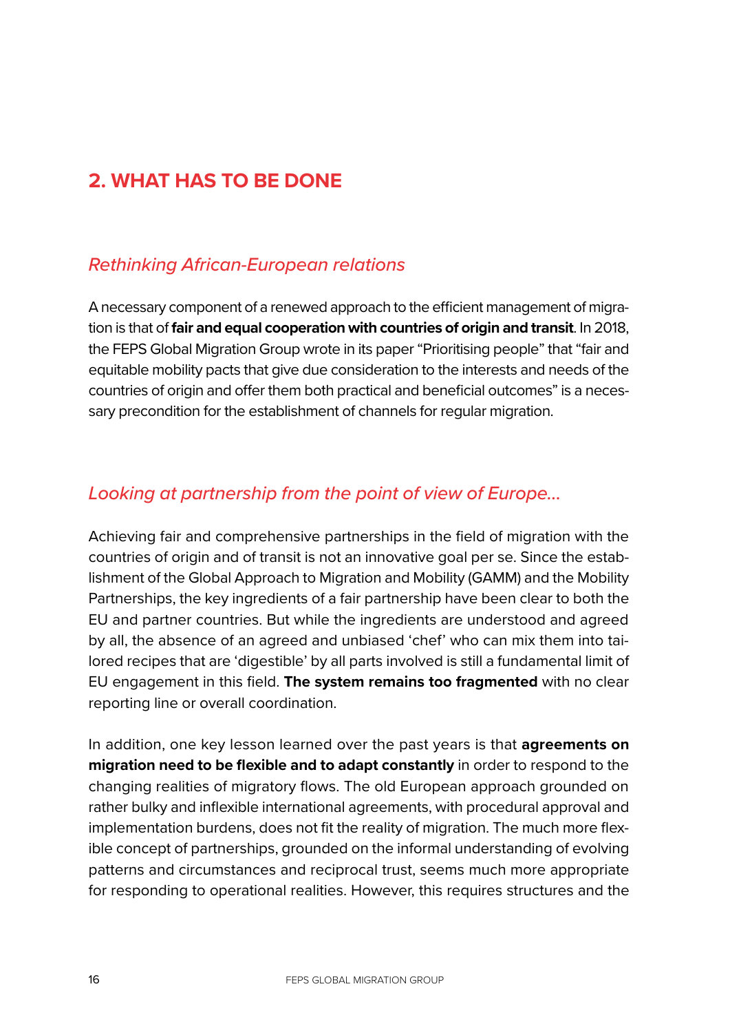## 2. WHAT HAS TO BE DONE

### *Rethinking African-European relations*

A necessary component of a renewed approach to the efficient management of migration is that of **fair and equal cooperation with countries of origin and transit**. In 2018, the FEPS Global Migration Group wrote in its paper "Prioritising people" that "fair and equitable mobility pacts that give due consideration to the interests and needs of the countries of origin and offer them both practical and beneficial outcomes" is a necessary precondition for the establishment of channels for regular migration.

### *Looking at partnership from the point of view of Europe...*

Achieving fair and comprehensive partnerships in the field of migration with the countries of origin and of transit is not an innovative goal per se. Since the establishment of the Global Approach to Migration and Mobility (GAMM) and the Mobility Partnerships, the key ingredients of a fair partnership have been clear to both the EU and partner countries. But while the ingredients are understood and agreed by all, the absence of an agreed and unbiased 'chef' who can mix them into tailored recipes that are 'digestible' by all parts involved is still a fundamental limit of EU engagement in this field. **The system remains too fragmented** with no clear reporting line or overall coordination.

In addition, one key lesson learned over the past years is that **agreements on migration need to be flexible and to adapt constantly** in order to respond to the changing realities of migratory flows. The old European approach grounded on rather bulky and inflexible international agreements, with procedural approval and implementation burdens, does not fit the reality of migration. The much more flexible concept of partnerships, grounded on the informal understanding of evolving patterns and circumstances and reciprocal trust, seems much more appropriate for responding to operational realities. However, this requires structures and the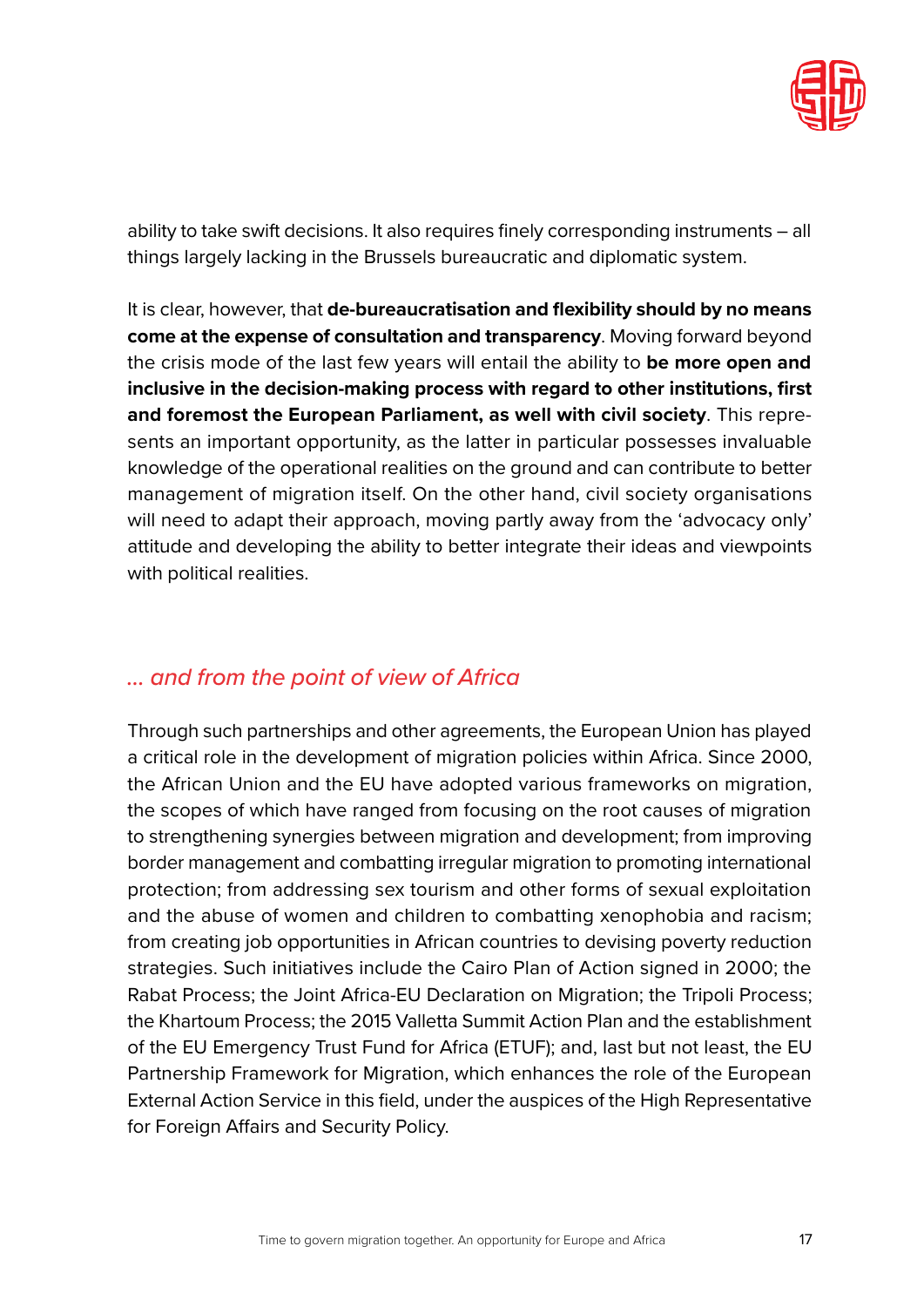ability to take swift decisions. It also requires finely corresponding instruments – all things largely lacking in the Brussels bureaucratic and diplomatic system.

It is clear, however, that **de-bureaucratisation and flexibility should by no means come at the expense of consultation and transparency**. Moving forward beyond the crisis mode of the last few years will entail the ability to **be more open and inclusive in the decision-making process with regard to other institutions, first and foremost the European Parliament, as well with civil society**. This represents an important opportunity, as the latter in particular possesses invaluable knowledge of the operational realities on the ground and can contribute to better management of migration itself. On the other hand, civil society organisations will need to adapt their approach, moving partly away from the 'advocacy only' attitude and developing the ability to better integrate their ideas and viewpoints with political realities.

## *... and from the point of view of Africa*

Through such partnerships and other agreements, the European Union has played a critical role in the development of migration policies within Africa. Since 2000, the African Union and the EU have adopted various frameworks on migration, the scopes of which have ranged from focusing on the root causes of migration to strengthening synergies between migration and development; from improving border management and combatting irregular migration to promoting international protection; from addressing sex tourism and other forms of sexual exploitation and the abuse of women and children to combatting xenophobia and racism; from creating job opportunities in African countries to devising poverty reduction strategies. Such initiatives include the Cairo Plan of Action signed in 2000; the Rabat Process; the Joint Africa-EU Declaration on Migration; the Tripoli Process; the Khartoum Process; the 2015 Valletta Summit Action Plan and the establishment of the EU Emergency Trust Fund for Africa (ETUF); and, last but not least, the EU Partnership Framework for Migration, which enhances the role of the European External Action Service in this field, under the auspices of the High Representative for Foreign Affairs and Security Policy.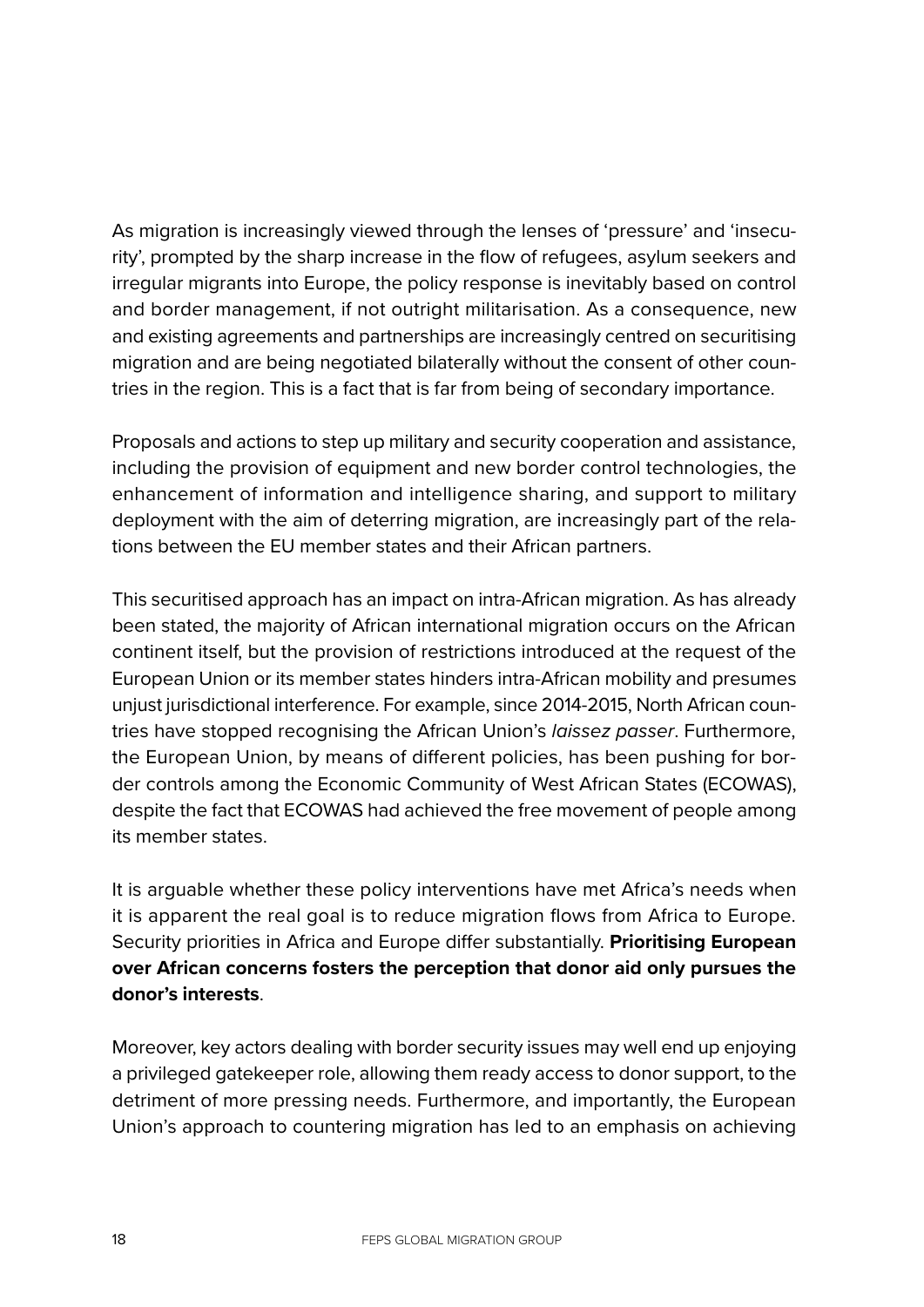As migration is increasingly viewed through the lenses of 'pressure' and 'insecurity', prompted by the sharp increase in the flow of refugees, asylum seekers and irregular migrants into Europe, the policy response is inevitably based on control and border management, if not outright militarisation. As a consequence, new and existing agreements and partnerships are increasingly centred on securitising migration and are being negotiated bilaterally without the consent of other countries in the region. This is a fact that is far from being of secondary importance.

Proposals and actions to step up military and security cooperation and assistance, including the provision of equipment and new border control technologies, the enhancement of information and intelligence sharing, and support to military deployment with the aim of deterring migration, are increasingly part of the relations between the EU member states and their African partners.

This securitised approach has an impact on intra-African migration. As has already been stated, the majority of African international migration occurs on the African continent itself, but the provision of restrictions introduced at the request of the European Union or its member states hinders intra-African mobility and presumes unjust jurisdictional interference. For example, since 2014-2015, North African countries have stopped recognising the African Union's *laissez passer*. Furthermore, the European Union, by means of different policies, has been pushing for border controls among the Economic Community of West African States (ECOWAS), despite the fact that ECOWAS had achieved the free movement of people among its member states.

It is arguable whether these policy interventions have met Africa's needs when it is apparent the real goal is to reduce migration flows from Africa to Europe. Security priorities in Africa and Europe differ substantially. **Prioritising European over African concerns fosters the perception that donor aid only pursues the donor's interests**.

Moreover, key actors dealing with border security issues may well end up enjoying a privileged gatekeeper role, allowing them ready access to donor support, to the detriment of more pressing needs. Furthermore, and importantly, the European Union's approach to countering migration has led to an emphasis on achieving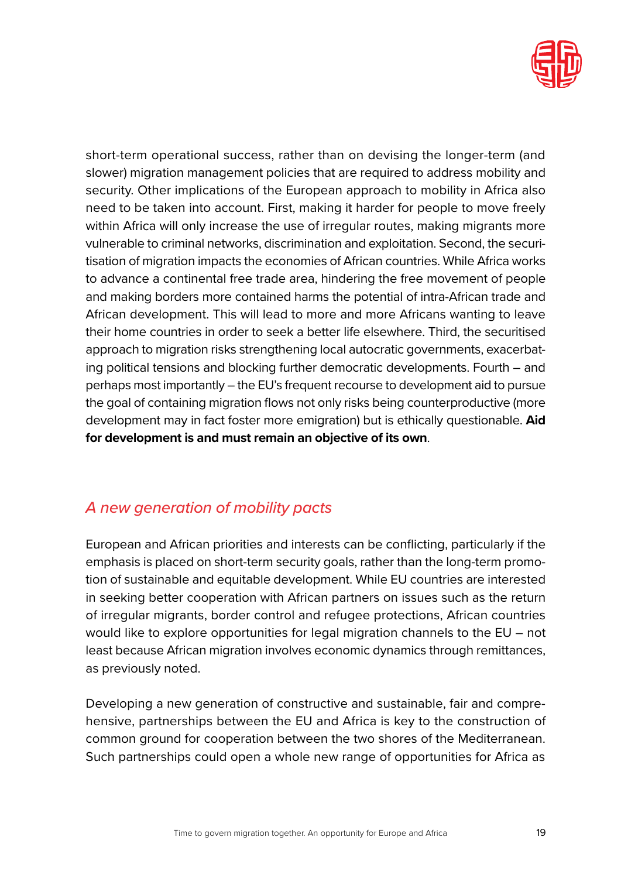short-term operational success, rather than on devising the longer-term (and slower) migration management policies that are required to address mobility and security. Other implications of the European approach to mobility in Africa also need to be taken into account. First, making it harder for people to move freely within Africa will only increase the use of irregular routes, making migrants more vulnerable to criminal networks, discrimination and exploitation. Second, the securitisation of migration impacts the economies of African countries. While Africa works to advance a continental free trade area, hindering the free movement of people and making borders more contained harms the potential of intra-African trade and African development. This will lead to more and more Africans wanting to leave their home countries in order to seek a better life elsewhere. Third, the securitised approach to migration risks strengthening local autocratic governments, exacerbating political tensions and blocking further democratic developments. Fourth – and perhaps most importantly – the EU's frequent recourse to development aid to pursue the goal of containing migration flows not only risks being counterproductive (more development may in fact foster more emigration) but is ethically questionable. **Aid for development is and must remain an objective of its own**.

## *A new generation of mobility pacts*

European and African priorities and interests can be conflicting, particularly if the emphasis is placed on short-term security goals, rather than the long-term promotion of sustainable and equitable development. While EU countries are interested in seeking better cooperation with African partners on issues such as the return of irregular migrants, border control and refugee protections, African countries would like to explore opportunities for legal migration channels to the EU – not least because African migration involves economic dynamics through remittances, as previously noted.

Developing a new generation of constructive and sustainable, fair and comprehensive, partnerships between the EU and Africa is key to the construction of common ground for cooperation between the two shores of the Mediterranean. Such partnerships could open a whole new range of opportunities for Africa as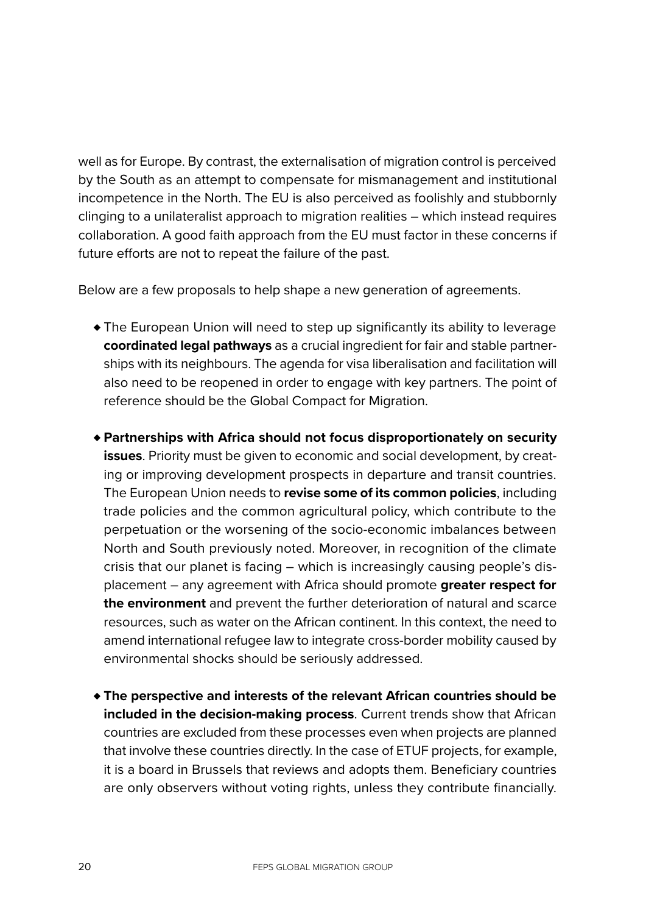well as for Europe. By contrast, the externalisation of migration control is perceived by the South as an attempt to compensate for mismanagement and institutional incompetence in the North. The EU is also perceived as foolishly and stubbornly clinging to a unilateralist approach to migration realities – which instead requires collaboration. A good faith approach from the EU must factor in these concerns if future efforts are not to repeat the failure of the past.

Below are a few proposals to help shape a new generation of agreements.

- The European Union will need to step up significantly its ability to leverage **coordinated legal pathways** as a crucial ingredient for fair and stable partnerships with its neighbours. The agenda for visa liberalisation and facilitation will also need to be reopened in order to engage with key partners. The point of reference should be the Global Compact for Migration.

- **Partnerships with Africa should not focus disproportionately on security issues**. Priority must be given to economic and social development, by creating or improving development prospects in departure and transit countries. The European Union needs to **revise some of its common policies**, including trade policies and the common agricultural policy, which contribute to the perpetuation or the worsening of the socio-economic imbalances between North and South previously noted. Moreover, in recognition of the climate crisis that our planet is facing – which is increasingly causing people's displacement – any agreement with Africa should promote **greater respect for the environment** and prevent the further deterioration of natural and scarce resources, such as water on the African continent. In this context, the need to amend international refugee law to integrate cross-border mobility caused by environmental shocks should be seriously addressed.

- **The perspective and interests of the relevant African countries should be included in the decision-making process**. Current trends show that African countries are excluded from these processes even when projects are planned that involve these countries directly. In the case of ETUF projects, for example, it is a board in Brussels that reviews and adopts them. Beneficiary countries are only observers without voting rights, unless they contribute financially.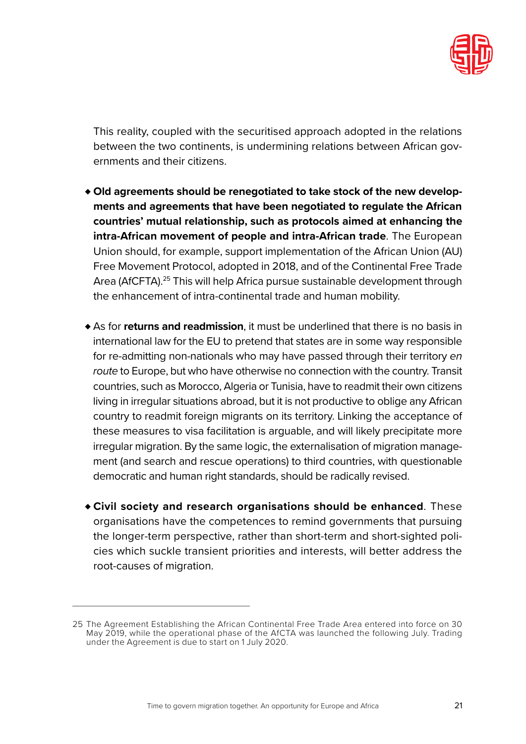This reality, coupled with the securitised approach adopted in the relations between the two continents, is undermining relations between African governments and their citizens.

- **Old agreements should be renegotiated to take stock of the new developments and agreements that have been negotiated to regulate the African countries' mutual relationship, such as protocols aimed at enhancing the intra-African movement of people and intra-African trade**. The European Union should, for example, support implementation of the African Union (AU) Free Movement Protocol, adopted in 2018, and of the Continental Free Trade Area (AfCFTA).[25] This will help Africa pursue sustainable development through the enhancement of intra-continental trade and human mobility.

- As for **returns and readmission**, it must be underlined that there is no basis in international law for the EU to pretend that states are in some way responsible for re-admitting non-nationals who may have passed through their territory *en route* to Europe, but who have otherwise no connection with the country. Transit countries, such as Morocco, Algeria or Tunisia, have to readmit their own citizens living in irregular situations abroad, but it is not productive to oblige any African country to readmit foreign migrants on its territory. Linking the acceptance of these measures to visa facilitation is arguable, and will likely precipitate more irregular migration. By the same logic, the externalisation of migration management (and search and rescue operations) to third countries, with questionable democratic and human right standards, should be radically revised.

- **Civil society and research organisations should be enhanced**. These organisations have the competences to remind governments that pursuing the longer-term perspective, rather than short-term and short-sighted policies which suckle transient priorities and interests, will better address the root-causes of migration.

---

25 The Agreement Establishing the African Continental Free Trade Area entered into force on 30 May 2019, while the operational phase of the AfCTA was launched the following July. Trading under the Agreement is due to start on 1 July 2020.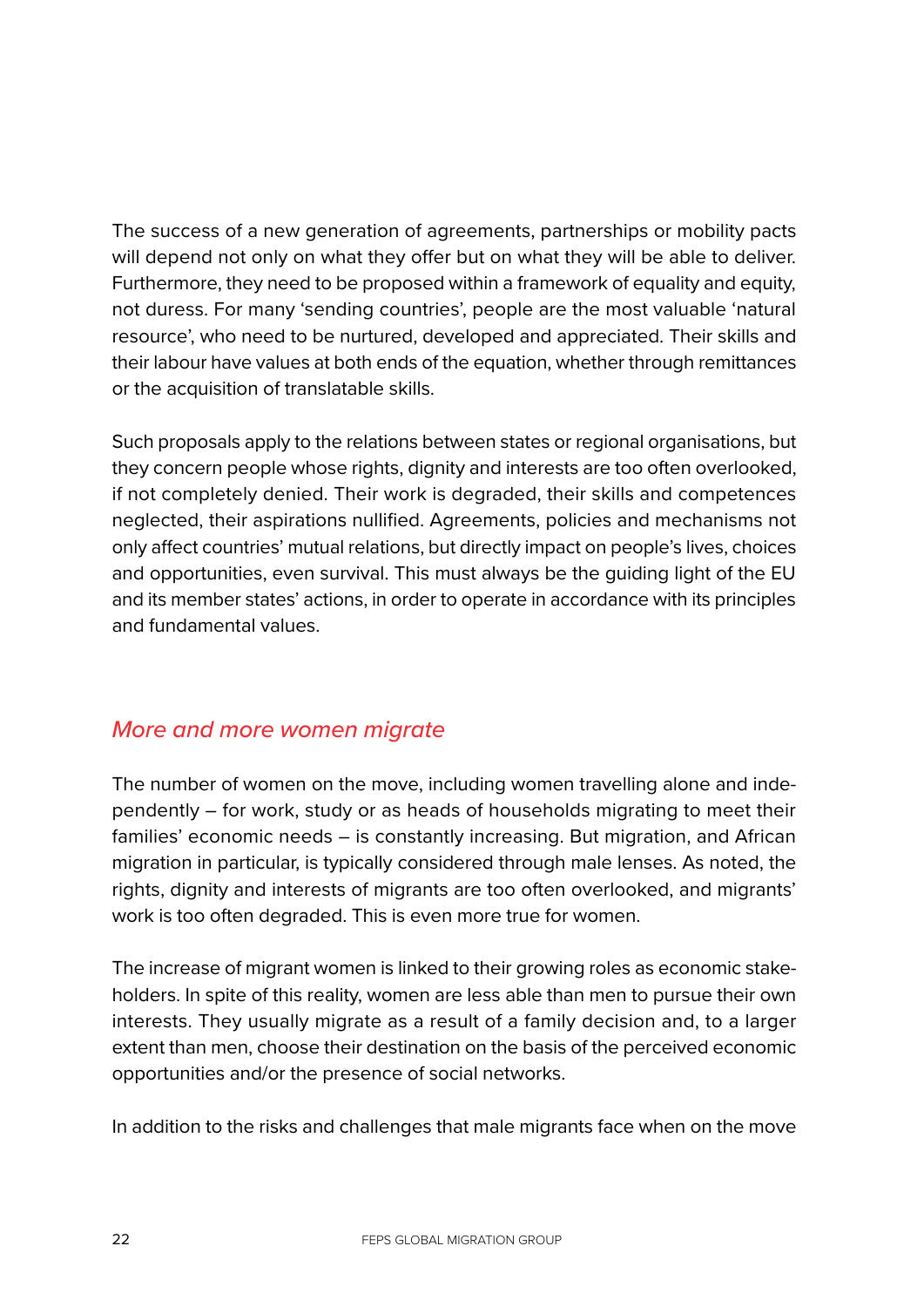The success of a new generation of agreements, partnerships or mobility pacts will depend not only on what they offer but on what they will be able to deliver. Furthermore, they need to be proposed within a framework of equality and equity, not duress. For many 'sending countries', people are the most valuable 'natural resource', who need to be nurtured, developed and appreciated. Their skills and their labour have values at both ends of the equation, whether through remittances or the acquisition of translatable skills.

Such proposals apply to the relations between states or regional organisations, but they concern people whose rights, dignity and interests are too often overlooked, if not completely denied. Their work is degraded, their skills and competences neglected, their aspirations nullified. Agreements, policies and mechanisms not only affect countries' mutual relations, but directly impact on people's lives, choices and opportunities, even survival. This must always be the guiding light of the EU and its member states' actions, in order to operate in accordance with its principles and fundamental values.

## *More and more women migrate*

The number of women on the move, including women travelling alone and independently – for work, study or as heads of households migrating to meet their families' economic needs – is constantly increasing. But migration, and African migration in particular, is typically considered through male lenses. As noted, the rights, dignity and interests of migrants are too often overlooked, and migrants' work is too often degraded. This is even more true for women.

The increase of migrant women is linked to their growing roles as economic stakeholders. In spite of this reality, women are less able than men to pursue their own interests. They usually migrate as a result of a family decision and, to a larger extent than men, choose their destination on the basis of the perceived economic opportunities and/or the presence of social networks.

In addition to the risks and challenges that male migrants face when on the move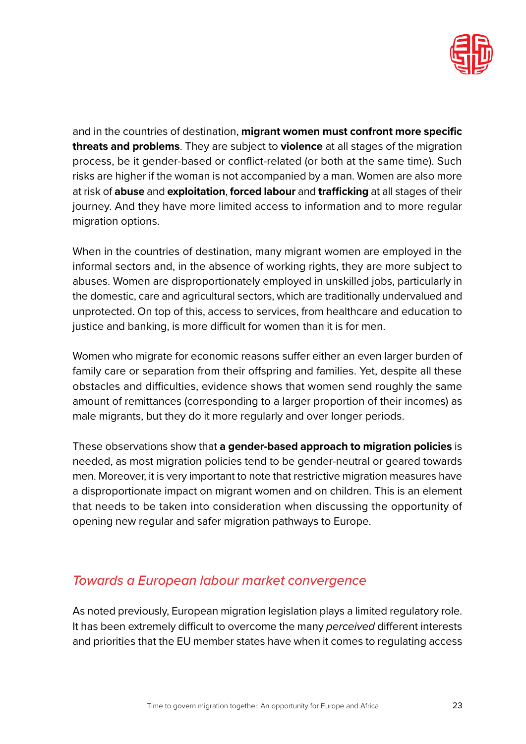and in the countries of destination, **migrant women must confront more specific threats and problems**. They are subject to **violence** at all stages of the migration process, be it gender-based or conflict-related (or both at the same time). Such risks are higher if the woman is not accompanied by a man. Women are also more at risk of **abuse** and **exploitation**, **forced labour** and **trafficking** at all stages of their journey. And they have more limited access to information and to more regular migration options.

When in the countries of destination, many migrant women are employed in the informal sectors and, in the absence of working rights, they are more subject to abuses. Women are disproportionately employed in unskilled jobs, particularly in the domestic, care and agricultural sectors, which are traditionally undervalued and unprotected. On top of this, access to services, from healthcare and education to justice and banking, is more difficult for women than it is for men.

Women who migrate for economic reasons suffer either an even larger burden of family care or separation from their offspring and families. Yet, despite all these obstacles and difficulties, evidence shows that women send roughly the same amount of remittances (corresponding to a larger proportion of their incomes) as male migrants, but they do it more regularly and over longer periods.

These observations show that **a gender-based approach to migration policies** is needed, as most migration policies tend to be gender-neutral or geared towards men. Moreover, it is very important to note that restrictive migration measures have a disproportionate impact on migrant women and on children. This is an element that needs to be taken into consideration when discussing the opportunity of opening new regular and safer migration pathways to Europe.

## *Towards a European labour market convergence*

As noted previously, European migration legislation plays a limited regulatory role. It has been extremely difficult to overcome the many *perceived* different interests and priorities that the EU member states have when it comes to regulating access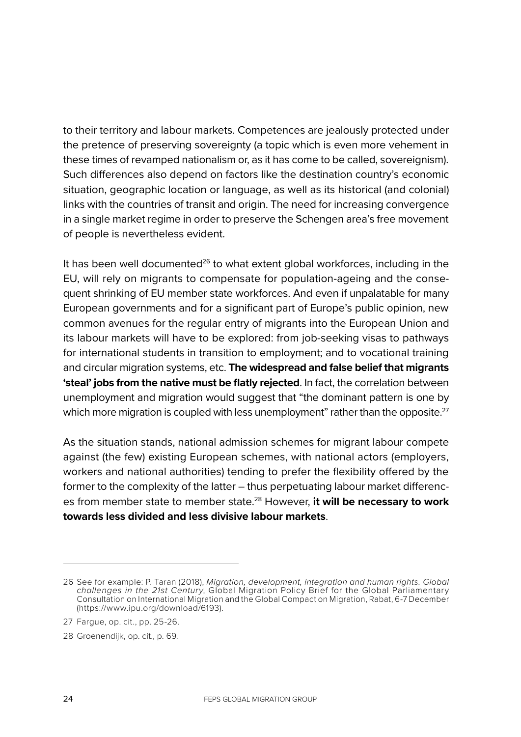to their territory and labour markets. Competences are jealously protected under the pretence of preserving sovereignty (a topic which is even more vehement in these times of revamped nationalism or, as it has come to be called, sovereignism). Such differences also depend on factors like the destination country's economic situation, geographic location or language, as well as its historical (and colonial) links with the countries of transit and origin. The need for increasing convergence in a single market regime in order to preserve the Schengen area's free movement of people is nevertheless evident.

It has been well documented[26] to what extent global workforces, including in the EU, will rely on migrants to compensate for population-ageing and the consequent shrinking of EU member state workforces. And even if unpalatable for many European governments and for a significant part of Europe's public opinion, new common avenues for the regular entry of migrants into the European Union and its labour markets will have to be explored: from job-seeking visas to pathways for international students in transition to employment; and to vocational training and circular migration systems, etc. **The widespread and false belief that migrants 'steal' jobs from the native must be flatly rejected**. In fact, the correlation between unemployment and migration would suggest that "the dominant pattern is one by which more migration is coupled with less unemployment" rather than the opposite.[27]

As the situation stands, national admission schemes for migrant labour compete against (the few) existing European schemes, with national actors (employers, workers and national authorities) tending to prefer the flexibility offered by the former to the complexity of the latter – thus perpetuating labour market differences from member state to member state.[28] However, **it will be necessary to work towards less divided and less divisive labour markets**.

---

26 See for example: P. Taran (2018), *Migration, development, integration and human rights. Global challenges in the 21st Century*, Global Migration Policy Brief for the Global Parliamentary Consultation on International Migration and the Global Compact on Migration, Rabat, 6-7 December (https://www.ipu.org/download/6193).

27 Fargue, op. cit., pp. 25-26.

28 Groenendijk, op. cit., p. 69.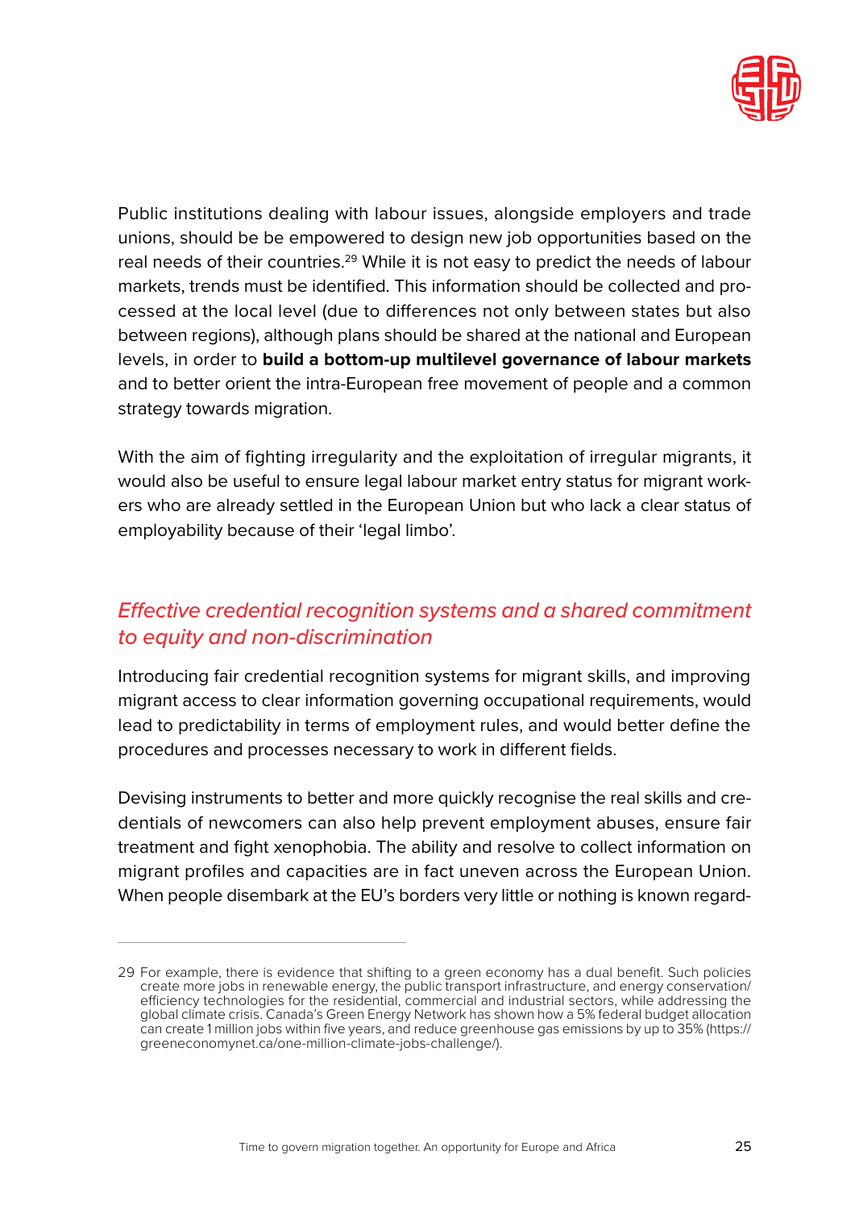Public institutions dealing with labour issues, alongside employers and trade unions, should be be empowered to design new job opportunities based on the real needs of their countries.[29] While it is not easy to predict the needs of labour markets, trends must be identified. This information should be collected and processed at the local level (due to differences not only between states but also between regions), although plans should be shared at the national and European levels, in order to **build a bottom-up multilevel governance of labour markets** and to better orient the intra-European free movement of people and a common strategy towards migration.

With the aim of fighting irregularity and the exploitation of irregular migrants, it would also be useful to ensure legal labour market entry status for migrant workers who are already settled in the European Union but who lack a clear status of employability because of their 'legal limbo'.

## *Effective credential recognition systems and a shared commitment to equity and non-discrimination*

Introducing fair credential recognition systems for migrant skills, and improving migrant access to clear information governing occupational requirements, would lead to predictability in terms of employment rules, and would better define the procedures and processes necessary to work in different fields.

Devising instruments to better and more quickly recognise the real skills and credentials of newcomers can also help prevent employment abuses, ensure fair treatment and fight xenophobia. The ability and resolve to collect information on migrant profiles and capacities are in fact uneven across the European Union. When people disembark at the EU's borders very little or nothing is known regard-

---

29 For example, there is evidence that shifting to a green economy has a dual benefit. Such policies create more jobs in renewable energy, the public transport infrastructure, and energy conservation/efficiency technologies for the residential, commercial and industrial sectors, while addressing the global climate crisis. Canada's Green Energy Network has shown how a 5% federal budget allocation can create 1 million jobs within five years, and reduce greenhouse gas emissions by up to 35% (https://greeneconomynet.ca/one-million-climate-jobs-challenge/).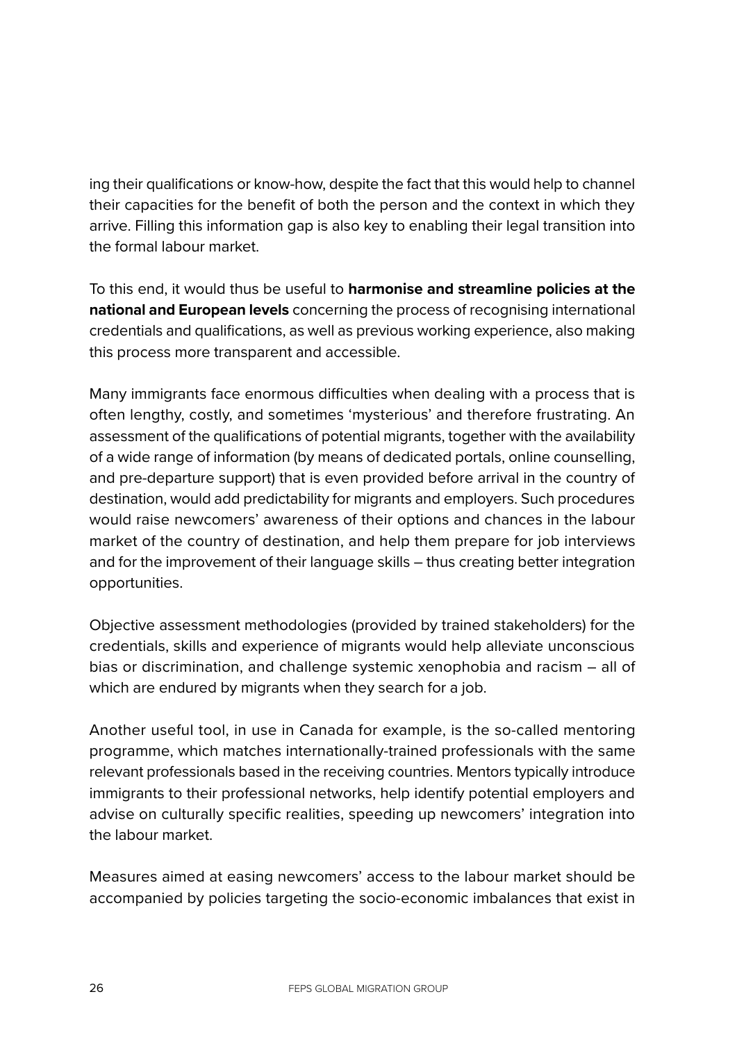ing their qualifications or know-how, despite the fact that this would help to channel their capacities for the benefit of both the person and the context in which they arrive. Filling this information gap is also key to enabling their legal transition into the formal labour market.

To this end, it would thus be useful to **harmonise and streamline policies at the national and European levels** concerning the process of recognising international credentials and qualifications, as well as previous working experience, also making this process more transparent and accessible.

Many immigrants face enormous difficulties when dealing with a process that is often lengthy, costly, and sometimes 'mysterious' and therefore frustrating. An assessment of the qualifications of potential migrants, together with the availability of a wide range of information (by means of dedicated portals, online counselling, and pre-departure support) that is even provided before arrival in the country of destination, would add predictability for migrants and employers. Such procedures would raise newcomers' awareness of their options and chances in the labour market of the country of destination, and help them prepare for job interviews and for the improvement of their language skills – thus creating better integration opportunities.

Objective assessment methodologies (provided by trained stakeholders) for the credentials, skills and experience of migrants would help alleviate unconscious bias or discrimination, and challenge systemic xenophobia and racism – all of which are endured by migrants when they search for a job.

Another useful tool, in use in Canada for example, is the so-called mentoring programme, which matches internationally-trained professionals with the same relevant professionals based in the receiving countries. Mentors typically introduce immigrants to their professional networks, help identify potential employers and advise on culturally specific realities, speeding up newcomers' integration into the labour market.

Measures aimed at easing newcomers' access to the labour market should be accompanied by policies targeting the socio-economic imbalances that exist in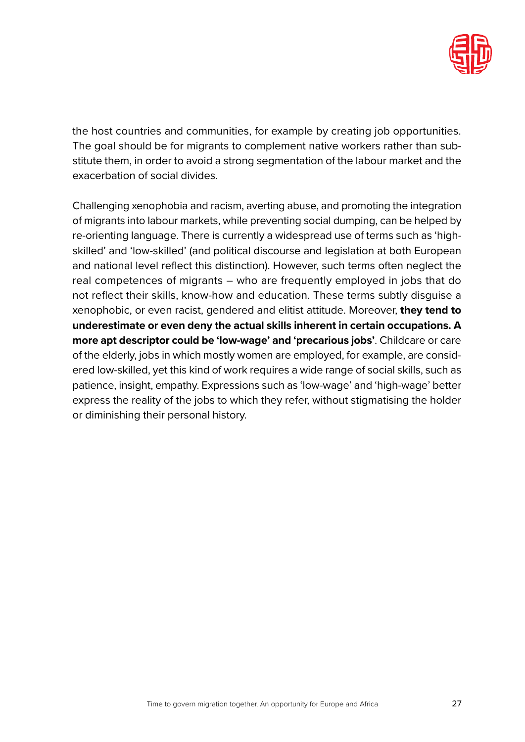the host countries and communities, for example by creating job opportunities. The goal should be for migrants to complement native workers rather than substitute them, in order to avoid a strong segmentation of the labour market and the exacerbation of social divides.

Challenging xenophobia and racism, averting abuse, and promoting the integration of migrants into labour markets, while preventing social dumping, can be helped by re-orienting language. There is currently a widespread use of terms such as 'high-skilled' and 'low-skilled' (and political discourse and legislation at both European and national level reflect this distinction). However, such terms often neglect the real competences of migrants – who are frequently employed in jobs that do not reflect their skills, know-how and education. These terms subtly disguise a xenophobic, or even racist, gendered and elitist attitude. Moreover, **they tend to underestimate or even deny the actual skills inherent in certain occupations. A more apt descriptor could be 'low-wage' and 'precarious jobs'**. Childcare or care of the elderly, jobs in which mostly women are employed, for example, are considered low-skilled, yet this kind of work requires a wide range of social skills, such as patience, insight, empathy. Expressions such as 'low-wage' and 'high-wage' better express the reality of the jobs to which they refer, without stigmatising the holder or diminishing their personal history.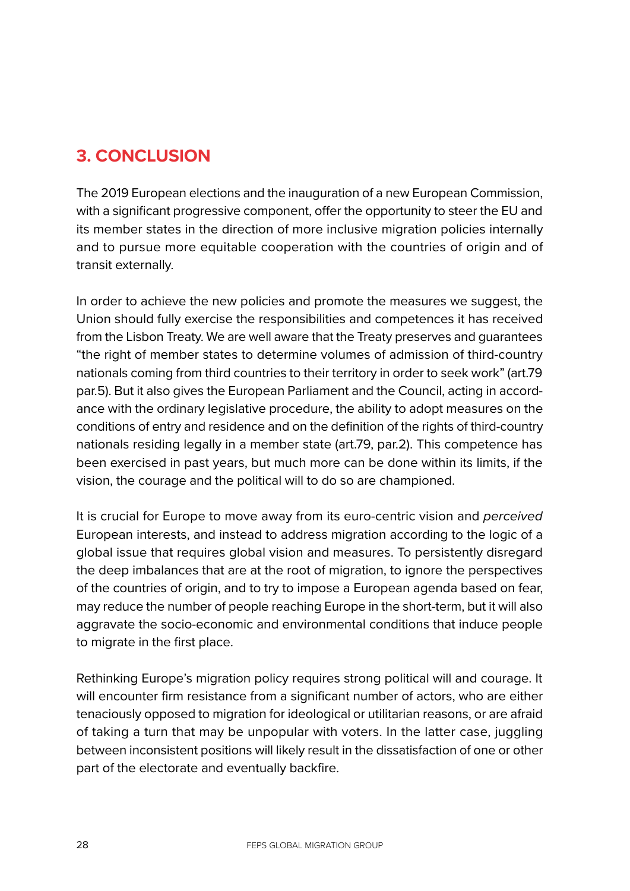## 3. CONCLUSION

The 2019 European elections and the inauguration of a new European Commission, with a significant progressive component, offer the opportunity to steer the EU and its member states in the direction of more inclusive migration policies internally and to pursue more equitable cooperation with the countries of origin and of transit externally.

In order to achieve the new policies and promote the measures we suggest, the Union should fully exercise the responsibilities and competences it has received from the Lisbon Treaty. We are well aware that the Treaty preserves and guarantees "the right of member states to determine volumes of admission of third-country nationals coming from third countries to their territory in order to seek work" (art.79 par.5). But it also gives the European Parliament and the Council, acting in accordance with the ordinary legislative procedure, the ability to adopt measures on the conditions of entry and residence and on the definition of the rights of third-country nationals residing legally in a member state (art.79, par.2). This competence has been exercised in past years, but much more can be done within its limits, if the vision, the courage and the political will to do so are championed.

It is crucial for Europe to move away from its euro-centric vision and *perceived* European interests, and instead to address migration according to the logic of a global issue that requires global vision and measures. To persistently disregard the deep imbalances that are at the root of migration, to ignore the perspectives of the countries of origin, and to try to impose a European agenda based on fear, may reduce the number of people reaching Europe in the short-term, but it will also aggravate the socio-economic and environmental conditions that induce people to migrate in the first place.

Rethinking Europe's migration policy requires strong political will and courage. It will encounter firm resistance from a significant number of actors, who are either tenaciously opposed to migration for ideological or utilitarian reasons, or are afraid of taking a turn that may be unpopular with voters. In the latter case, juggling between inconsistent positions will likely result in the dissatisfaction of one or other part of the electorate and eventually backfire.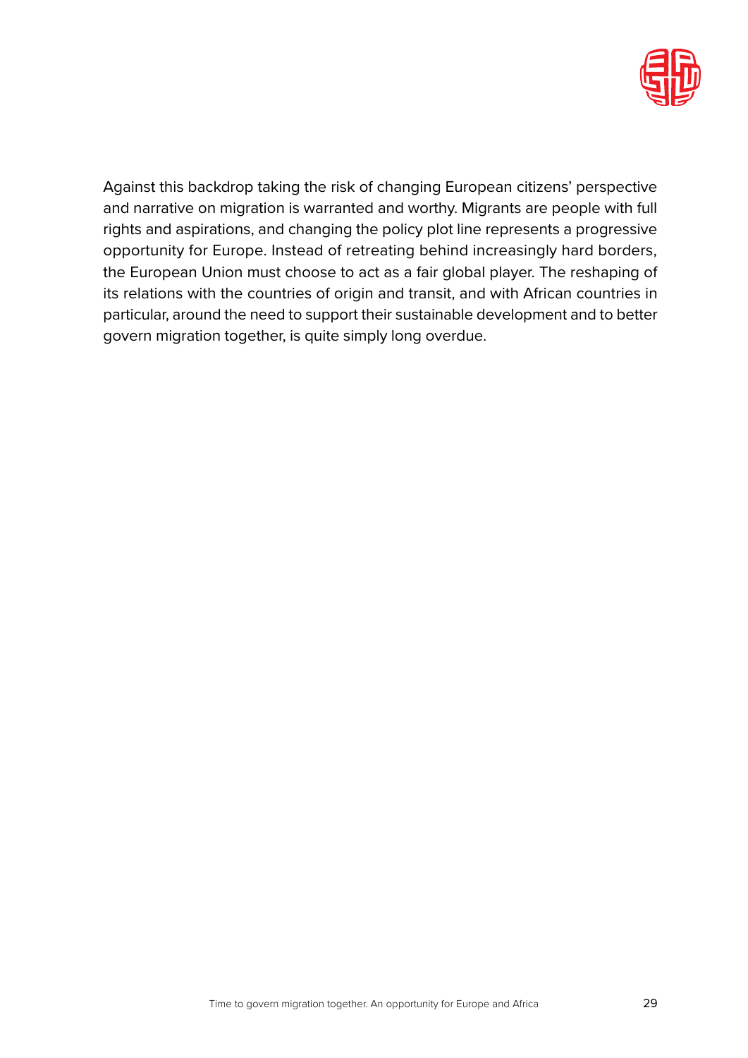Against this backdrop taking the risk of changing European citizens' perspective and narrative on migration is warranted and worthy. Migrants are people with full rights and aspirations, and changing the policy plot line represents a progressive opportunity for Europe. Instead of retreating behind increasingly hard borders, the European Union must choose to act as a fair global player. The reshaping of its relations with the countries of origin and transit, and with African countries in particular, around the need to support their sustainable development and to better govern migration together, is quite simply long overdue.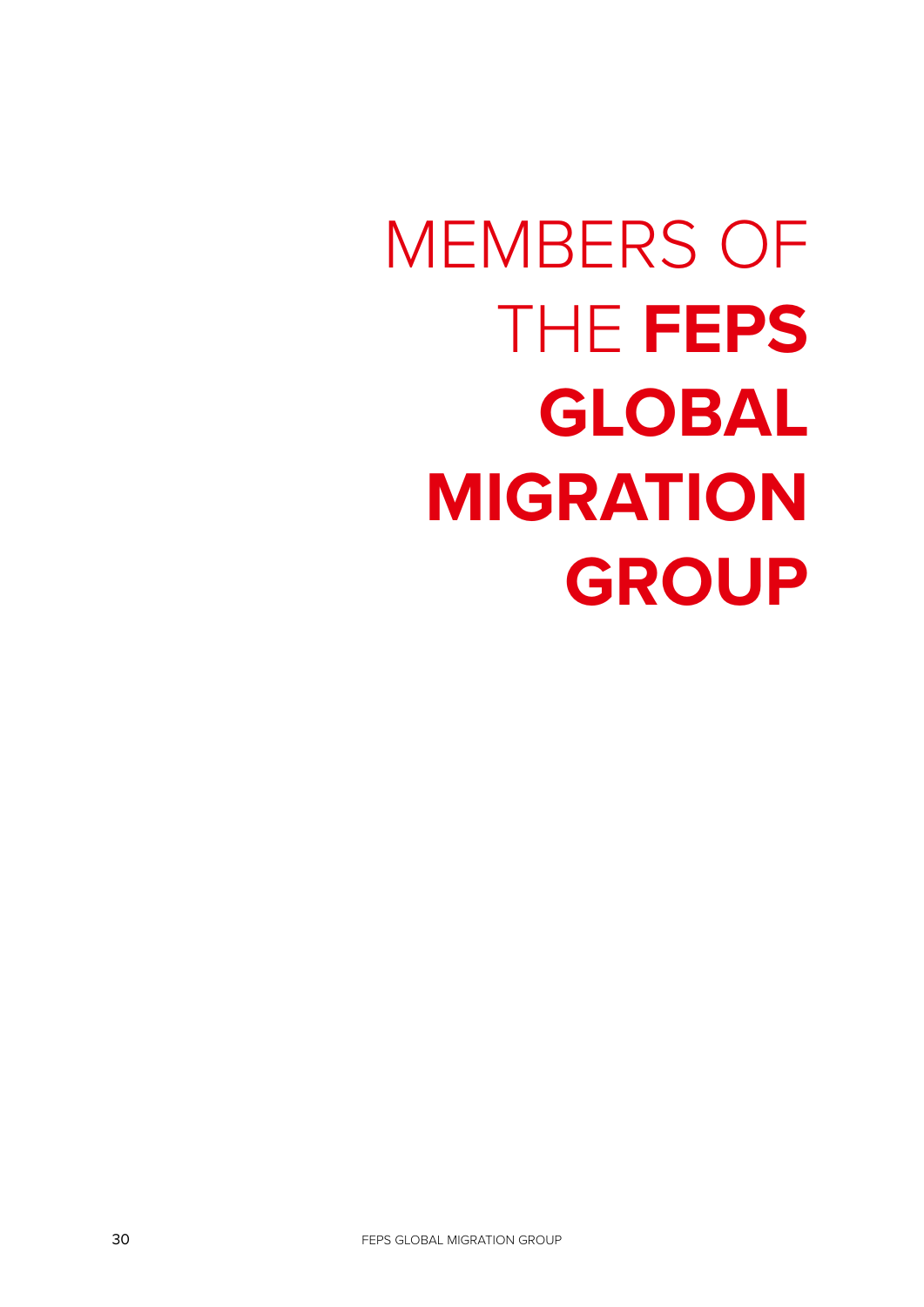# MEMBERS OF THE **FEPS GLOBAL MIGRATION GROUP**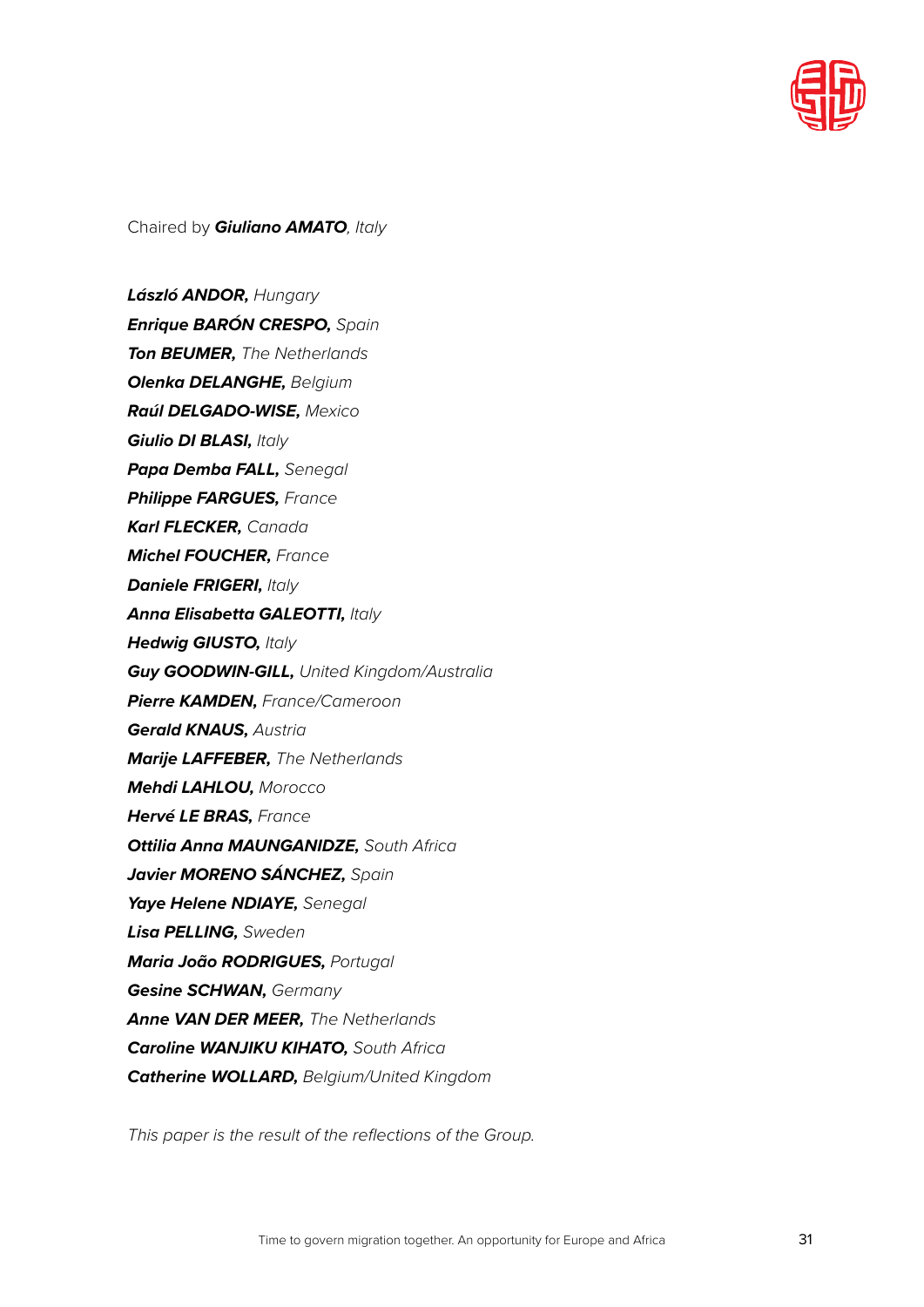Chaired by ***Giuliano AMATO***, *Italy*

***László ANDOR,*** *Hungary*
***Enrique BARÓN CRESPO,*** *Spain*
***Ton BEUMER,*** *The Netherlands*
***Olenka DELANGHE,*** *Belgium*
***Raúl DELGADO-WISE,*** *Mexico*
***Giulio DI BLASI,*** *Italy*
***Papa Demba FALL,*** *Senegal*
***Philippe FARGUES,*** *France*
***Karl FLECKER,*** *Canada*
***Michel FOUCHER,*** *France*
***Daniele FRIGERI,*** *Italy*
***Anna Elisabetta GALEOTTI,*** *Italy*
***Hedwig GIUSTO,*** *Italy*
***Guy GOODWIN-GILL,*** *United Kingdom/Australia*
***Pierre KAMDEN,*** *France/Cameroon*
***Gerald KNAUS,*** *Austria*
***Marije LAFFEBER,*** *The Netherlands*
***Mehdi LAHLOU,*** *Morocco*
***Hervé LE BRAS,*** *France*
***Ottilia Anna MAUNGANIDZE,*** *South Africa*
***Javier MORENO SÁNCHEZ,*** *Spain*
***Yaye Helene NDIAYE,*** *Senegal*
***Lisa PELLING,*** *Sweden*
***Maria João RODRIGUES,*** *Portugal*
***Gesine SCHWAN,*** *Germany*
***Anne VAN DER MEER,*** *The Netherlands*
***Caroline WANJIKU KIHATO,*** *South Africa*
***Catherine WOLLARD,*** *Belgium/United Kingdom*

*This paper is the result of the reflections of the Group.*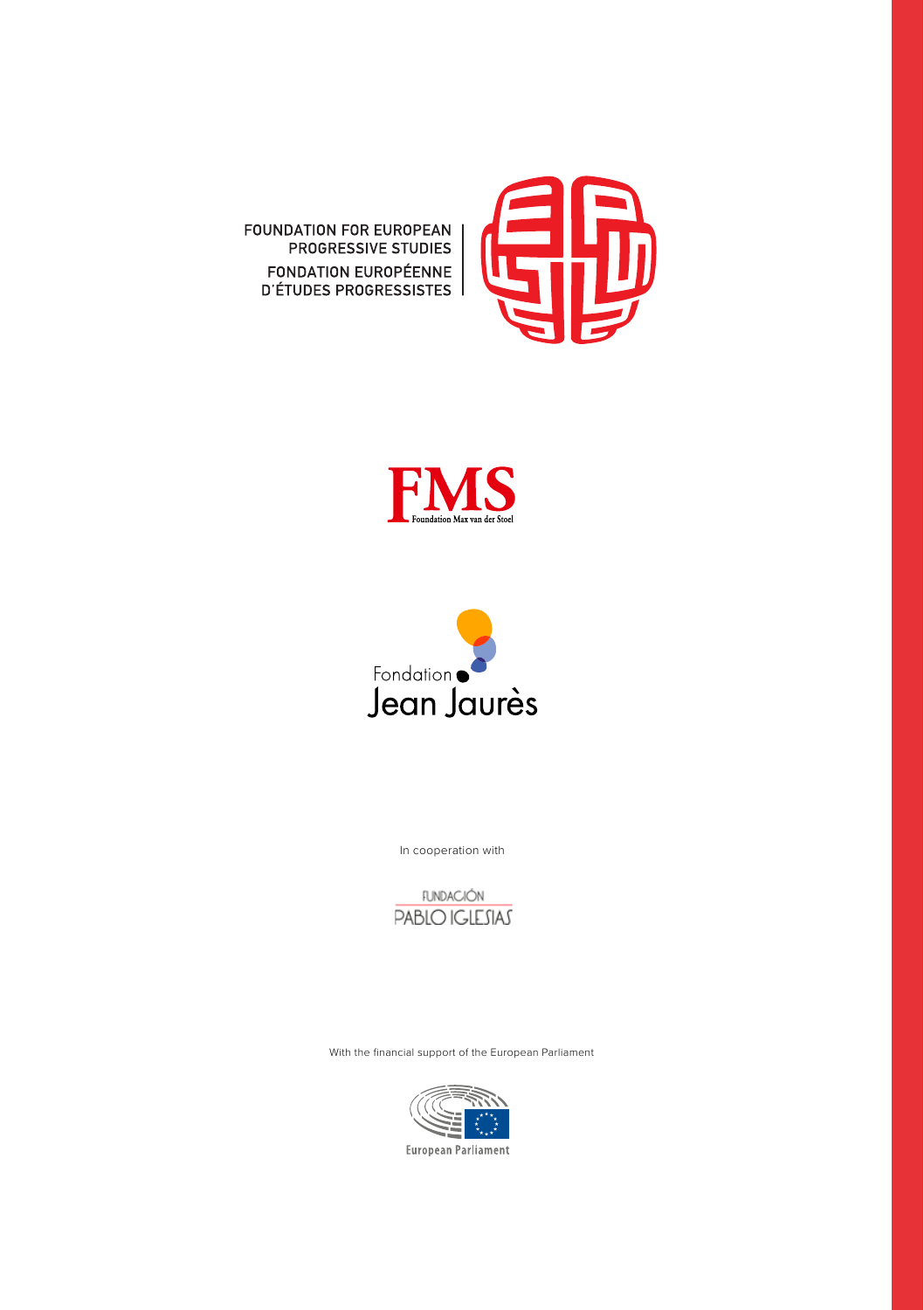FOUNDATION FOR EUROPEAN PROGRESSIVE STUDIES
FONDATION EUROPÉENNE D'ÉTUDES PROGRESSISTES

FMS
Foundation Max van der Stoel

Fondation Jean Jaurès

In cooperation with

FUNDACIÓN PABLO IGLESIAS

With the financial support of the European Parliament

European Parliament